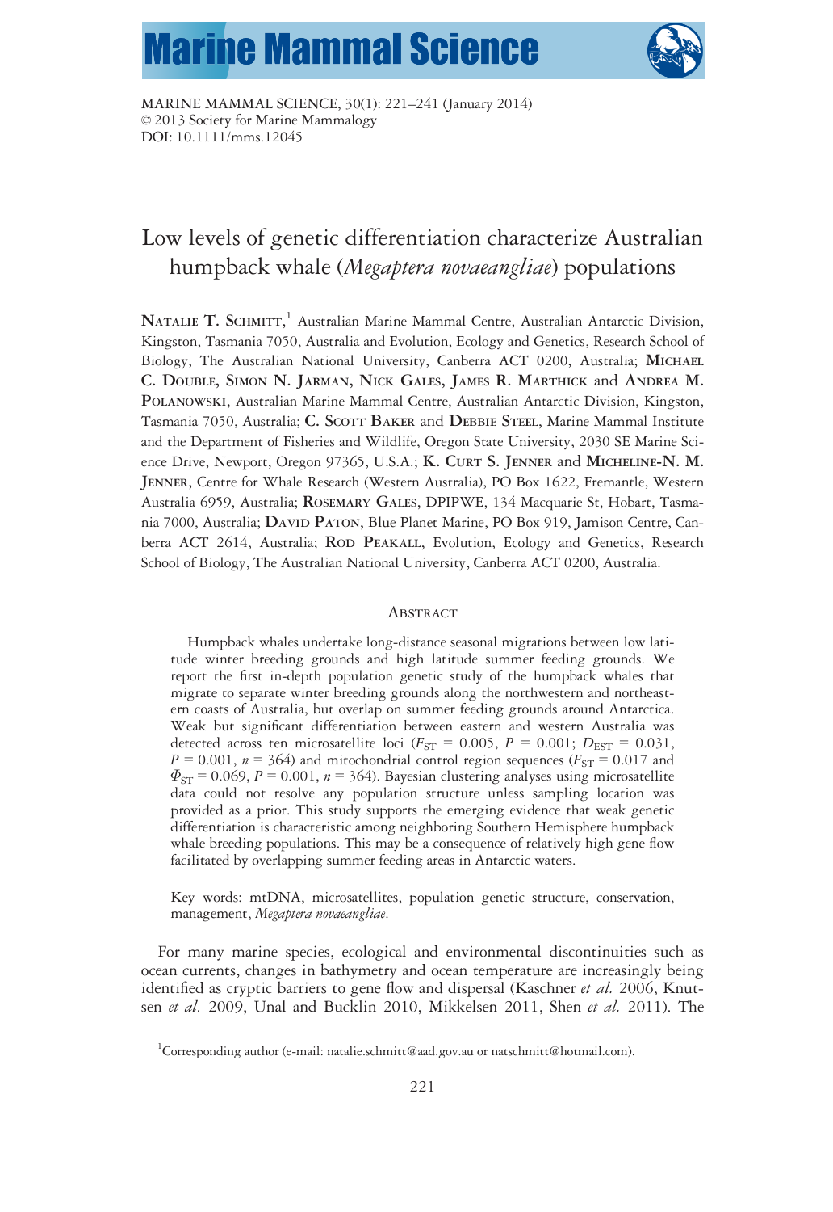MARINE MAMMAL SCIENCE, 30(1): 221–241 (January 2014)
© 2013 Society for Marine Mammalogy
DOI: 10.1111/mms.12045

# Low levels of genetic differentiation characterize Australian humpback whale (*Megaptera novaeangliae*) populations

**Natalie T. Schmitt**,[1] Australian Marine Mammal Centre, Australian Antarctic Division, Kingston, Tasmania 7050, Australia and Evolution, Ecology and Genetics, Research School of Biology, The Australian National University, Canberra ACT 0200, Australia; **Michael C. Double, Simon N. Jarman, Nick Gales, James R. Marthick** and **Andrea M. Polanowski**, Australian Marine Mammal Centre, Australian Antarctic Division, Kingston, Tasmania 7050, Australia; **C. Scott Baker** and **Debbie Steel**, Marine Mammal Institute and the Department of Fisheries and Wildlife, Oregon State University, 2030 SE Marine Science Drive, Newport, Oregon 97365, U.S.A.; **K. Curt S. Jenner** and **Micheline-N. M. Jenner**, Centre for Whale Research (Western Australia), PO Box 1622, Fremantle, Western Australia 6959, Australia; **Rosemary Gales**, DPIPWE, 134 Macquarie St, Hobart, Tasmania 7000, Australia; **David Paton**, Blue Planet Marine, PO Box 919, Jamison Centre, Canberra ACT 2614, Australia; **Rod Peakall**, Evolution, Ecology and Genetics, Research School of Biology, The Australian National University, Canberra ACT 0200, Australia.

## Abstract

Humpback whales undertake long-distance seasonal migrations between low latitude winter breeding grounds and high latitude summer feeding grounds. We report the first in-depth population genetic study of the humpback whales that migrate to separate winter breeding grounds along the northwestern and northeastern coasts of Australia, but overlap on summer feeding grounds around Antarctica. Weak but significant differentiation between eastern and western Australia was detected across ten microsatellite loci ($F_{ST}$ = 0.005, $P$ = 0.001; $D_{EST}$ = 0.031, $P$ = 0.001, $n$ = 364) and mitochondrial control region sequences ($F_{ST}$ = 0.017 and $\Phi_{ST}$ = 0.069, $P$ = 0.001, $n$ = 364). Bayesian clustering analyses using microsatellite data could not resolve any population structure unless sampling location was provided as a prior. This study supports the emerging evidence that weak genetic differentiation is characteristic among neighboring Southern Hemisphere humpback whale breeding populations. This may be a consequence of relatively high gene flow facilitated by overlapping summer feeding areas in Antarctic waters.

Key words: mtDNA, microsatellites, population genetic structure, conservation, management, *Megaptera novaeangliae*.

For many marine species, ecological and environmental discontinuities such as ocean currents, changes in bathymetry and ocean temperature are increasingly being identified as cryptic barriers to gene flow and dispersal (Kaschner *et al.* 2006, Knutsen *et al.* 2009, Unal and Bucklin 2010, Mikkelsen 2011, Shen *et al.* 2011). The

[1]Corresponding author (e-mail: natalie.schmitt@aad.gov.au or natschmitt@hotmail.com).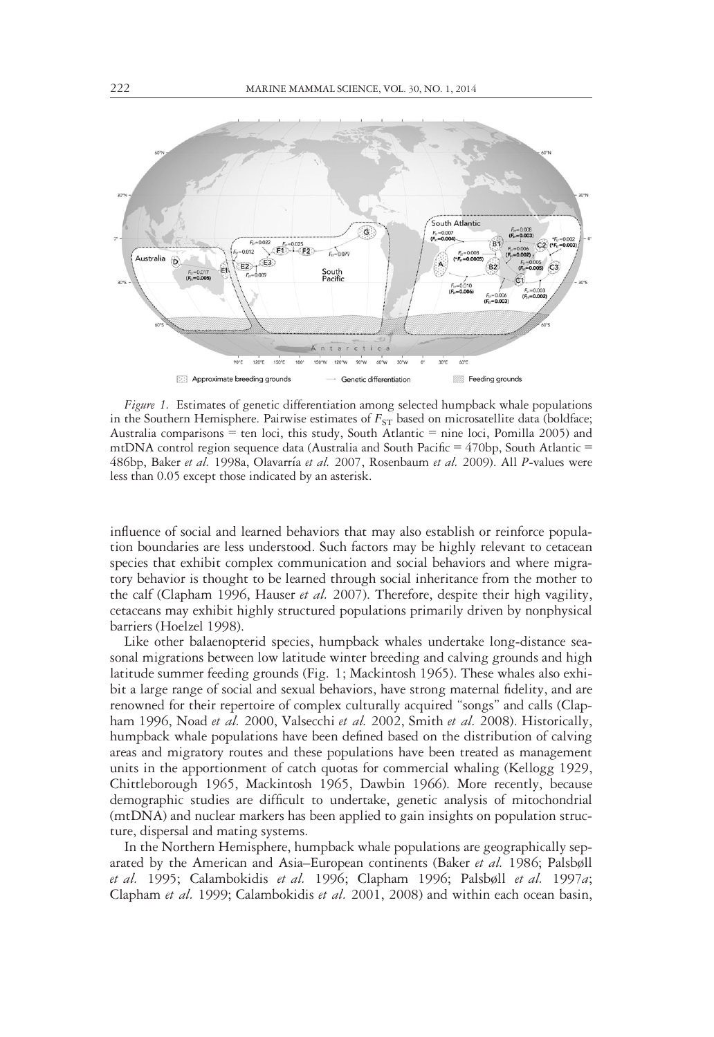*Figure 1.* Estimates of genetic differentiation among selected humpback whale populations in the Southern Hemisphere. Pairwise estimates of $F_{ST}$ based on microsatellite data (boldface; Australia comparisons = ten loci, this study, South Atlantic = nine loci, Pomilla 2005) and mtDNA control region sequence data (Australia and South Pacific = 470bp, South Atlantic = 486bp, Baker *et al.* 1998a, Olavarría *et al.* 2007, Rosenbaum *et al.* 2009). All *P*-values were less than 0.05 except those indicated by an asterisk.

influence of social and learned behaviors that may also establish or reinforce population boundaries are less understood. Such factors may be highly relevant to cetacean species that exhibit complex communication and social behaviors and where migratory behavior is thought to be learned through social inheritance from the mother to the calf (Clapham 1996, Hauser *et al.* 2007). Therefore, despite their high vagility, cetaceans may exhibit highly structured populations primarily driven by nonphysical barriers (Hoelzel 1998).

Like other balaenopterid species, humpback whales undertake long-distance seasonal migrations between low latitude winter breeding and calving grounds and high latitude summer feeding grounds (Fig. 1; Mackintosh 1965). These whales also exhibit a large range of social and sexual behaviors, have strong maternal fidelity, and are renowned for their repertoire of complex culturally acquired "songs" and calls (Clapham 1996, Noad *et al.* 2000, Valsecchi *et al.* 2002, Smith *et al.* 2008). Historically, humpback whale populations have been defined based on the distribution of calving areas and migratory routes and these populations have been treated as management units in the apportionment of catch quotas for commercial whaling (Kellogg 1929, Chittleborough 1965, Mackintosh 1965, Dawbin 1966). More recently, because demographic studies are difficult to undertake, genetic analysis of mitochondrial (mtDNA) and nuclear markers has been applied to gain insights on population structure, dispersal and mating systems.

In the Northern Hemisphere, humpback whale populations are geographically separated by the American and Asia–European continents (Baker *et al.* 1986; Palsbøll *et al.* 1995; Calambokidis *et al.* 1996; Clapham 1996; Palsbøll *et al.* 1997*a*; Clapham *et al.* 1999; Calambokidis *et al.* 2001, 2008) and within each ocean basin,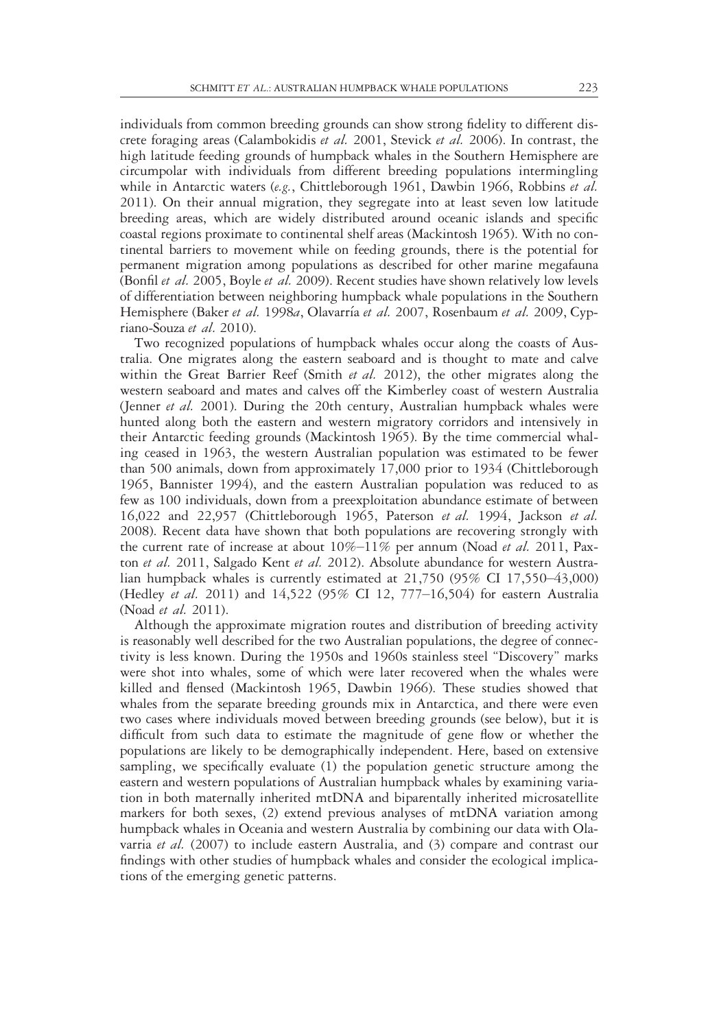individuals from common breeding grounds can show strong fidelity to different discrete foraging areas (Calambokidis *et al.* 2001, Stevick *et al.* 2006). In contrast, the high latitude feeding grounds of humpback whales in the Southern Hemisphere are circumpolar with individuals from different breeding populations intermingling while in Antarctic waters (*e.g.*, Chittleborough 1961, Dawbin 1966, Robbins *et al.* 2011). On their annual migration, they segregate into at least seven low latitude breeding areas, which are widely distributed around oceanic islands and specific coastal regions proximate to continental shelf areas (Mackintosh 1965). With no continental barriers to movement while on feeding grounds, there is the potential for permanent migration among populations as described for other marine megafauna (Bonfil *et al.* 2005, Boyle *et al.* 2009). Recent studies have shown relatively low levels of differentiation between neighboring humpback whale populations in the Southern Hemisphere (Baker *et al.* 1998*a*, Olavarría *et al.* 2007, Rosenbaum *et al.* 2009, Cypriano-Souza *et al.* 2010).

Two recognized populations of humpback whales occur along the coasts of Australia. One migrates along the eastern seaboard and is thought to mate and calve within the Great Barrier Reef (Smith *et al.* 2012), the other migrates along the western seaboard and mates and calves off the Kimberley coast of western Australia (Jenner *et al.* 2001). During the 20th century, Australian humpback whales were hunted along both the eastern and western migratory corridors and intensively in their Antarctic feeding grounds (Mackintosh 1965). By the time commercial whaling ceased in 1963, the western Australian population was estimated to be fewer than 500 animals, down from approximately 17,000 prior to 1934 (Chittleborough 1965, Bannister 1994), and the eastern Australian population was reduced to as few as 100 individuals, down from a preexploitation abundance estimate of between 16,022 and 22,957 (Chittleborough 1965, Paterson *et al.* 1994, Jackson *et al.* 2008). Recent data have shown that both populations are recovering strongly with the current rate of increase at about 10%–11% per annum (Noad *et al.* 2011, Paxton *et al.* 2011, Salgado Kent *et al.* 2012). Absolute abundance for western Australian humpback whales is currently estimated at 21,750 (95% CI 17,550–43,000) (Hedley *et al.* 2011) and 14,522 (95% CI 12, 777–16,504) for eastern Australia (Noad *et al.* 2011).

Although the approximate migration routes and distribution of breeding activity is reasonably well described for the two Australian populations, the degree of connectivity is less known. During the 1950s and 1960s stainless steel "Discovery" marks were shot into whales, some of which were later recovered when the whales were killed and flensed (Mackintosh 1965, Dawbin 1966). These studies showed that whales from the separate breeding grounds mix in Antarctica, and there were even two cases where individuals moved between breeding grounds (see below), but it is difficult from such data to estimate the magnitude of gene flow or whether the populations are likely to be demographically independent. Here, based on extensive sampling, we specifically evaluate (1) the population genetic structure among the eastern and western populations of Australian humpback whales by examining variation in both maternally inherited mtDNA and biparentally inherited microsatellite markers for both sexes, (2) extend previous analyses of mtDNA variation among humpback whales in Oceania and western Australia by combining our data with Olavarria *et al.* (2007) to include eastern Australia, and (3) compare and contrast our findings with other studies of humpback whales and consider the ecological implications of the emerging genetic patterns.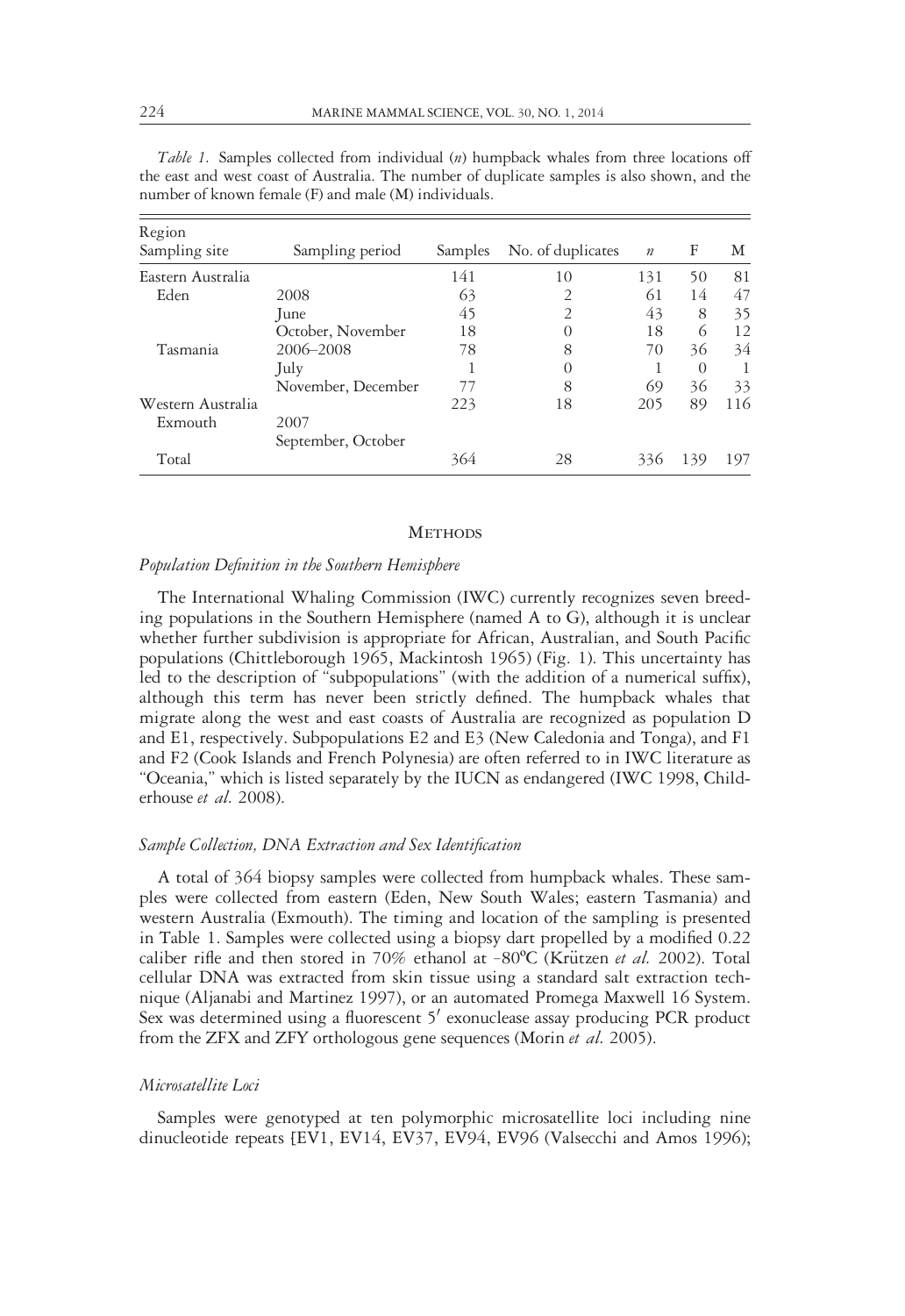*Table 1.* Samples collected from individual (*n*) humpback whales from three locations off the east and west coast of Australia. The number of duplicate samples is also shown, and the number of known female (F) and male (M) individuals.

| Region<br>Sampling site | Sampling period | Samples | No. of duplicates | *n* | F | M |
|---|---|---|---|---|---|---|
| Eastern Australia | | 141 | 10 | 131 | 50 | 81 |
| Eden | 2008 | 63 | 2 | 61 | 14 | 47 |
| | June | 45 | 2 | 43 | 8 | 35 |
| | October, November | 18 | 0 | 18 | 6 | 12 |
| Tasmania | 2006–2008 | 78 | 8 | 70 | 36 | 34 |
| | July | 1 | 0 | 1 | 0 | 1 |
| | November, December | 77 | 8 | 69 | 36 | 33 |
| Western Australia | | 223 | 18 | 205 | 89 | 116 |
| Exmouth | 2007 | | | | | |
| | September, October | | | | | |
| Total | | 364 | 28 | 336 | 139 | 197 |

## Methods

### *Population Definition in the Southern Hemisphere*

The International Whaling Commission (IWC) currently recognizes seven breeding populations in the Southern Hemisphere (named A to G), although it is unclear whether further subdivision is appropriate for African, Australian, and South Pacific populations (Chittleborough 1965, Mackintosh 1965) (Fig. 1). This uncertainty has led to the description of "subpopulations" (with the addition of a numerical suffix), although this term has never been strictly defined. The humpback whales that migrate along the west and east coasts of Australia are recognized as population D and E1, respectively. Subpopulations E2 and E3 (New Caledonia and Tonga), and F1 and F2 (Cook Islands and French Polynesia) are often referred to in IWC literature as "Oceania," which is listed separately by the IUCN as endangered (IWC 1998, Childerhouse *et al.* 2008).

### *Sample Collection, DNA Extraction and Sex Identification*

A total of 364 biopsy samples were collected from humpback whales. These samples were collected from eastern (Eden, New South Wales; eastern Tasmania) and western Australia (Exmouth). The timing and location of the sampling is presented in Table 1. Samples were collected using a biopsy dart propelled by a modified 0.22 caliber rifle and then stored in 70% ethanol at −80°C (Krützen *et al.* 2002). Total cellular DNA was extracted from skin tissue using a standard salt extraction technique (Aljanabi and Martinez 1997), or an automated Promega Maxwell 16 System. Sex was determined using a fluorescent 5′ exonuclease assay producing PCR product from the ZFX and ZFY orthologous gene sequences (Morin *et al.* 2005).

### *Microsatellite Loci*

Samples were genotyped at ten polymorphic microsatellite loci including nine dinucleotide repeats [EV1, EV14, EV37, EV94, EV96 (Valsecchi and Amos 1996);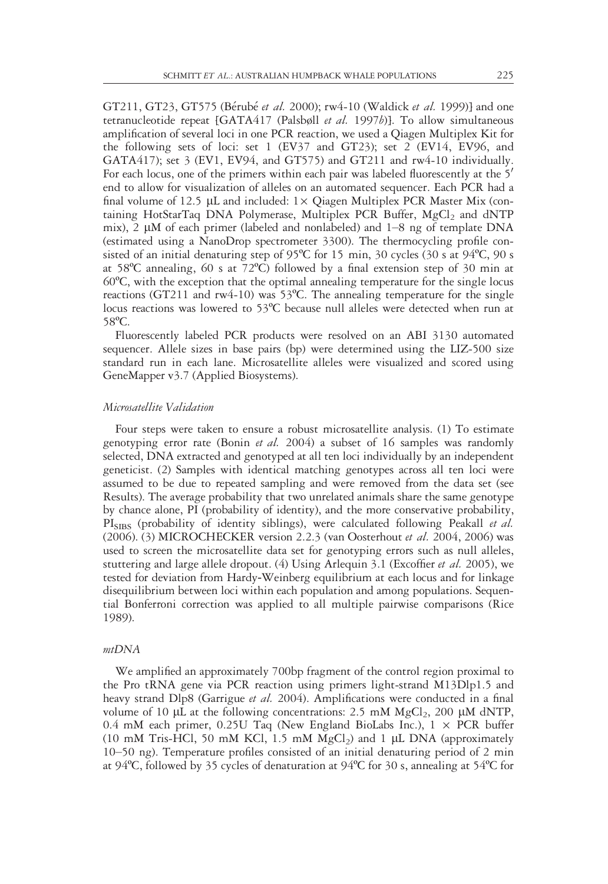GT211, GT23, GT575 (Bérubé *et al.* 2000); rw4-10 (Waldick *et al.* 1999)] and one tetranucleotide repeat [GATA417 (Palsbøll *et al.* 1997*b*)]. To allow simultaneous amplification of several loci in one PCR reaction, we used a Qiagen Multiplex Kit for the following sets of loci: set 1 (EV37 and GT23); set 2 (EV14, EV96, and GATA417); set 3 (EV1, EV94, and GT575) and GT211 and rw4-10 individually. For each locus, one of the primers within each pair was labeled fluorescently at the 5′ end to allow for visualization of alleles on an automated sequencer. Each PCR had a final volume of 12.5 μL and included: 1× Qiagen Multiplex PCR Master Mix (containing HotStarTaq DNA Polymerase, Multiplex PCR Buffer, $MgCl_2$ and dNTP mix), 2 μM of each primer (labeled and nonlabeled) and 1–8 ng of template DNA (estimated using a NanoDrop spectrometer 3300). The thermocycling profile consisted of an initial denaturing step of 95ºC for 15 min, 30 cycles (30 s at 94ºC, 90 s at 58ºC annealing, 60 s at 72ºC) followed by a final extension step of 30 min at 60ºC, with the exception that the optimal annealing temperature for the single locus reactions (GT211 and rw4-10) was 53ºC. The annealing temperature for the single locus reactions was lowered to 53ºC because null alleles were detected when run at 58ºC.

Fluorescently labeled PCR products were resolved on an ABI 3130 automated sequencer. Allele sizes in base pairs (bp) were determined using the LIZ-500 size standard run in each lane. Microsatellite alleles were visualized and scored using GeneMapper v3.7 (Applied Biosystems).

*Microsatellite Validation*

Four steps were taken to ensure a robust microsatellite analysis. (1) To estimate genotyping error rate (Bonin *et al.* 2004) a subset of 16 samples was randomly selected, DNA extracted and genotyped at all ten loci individually by an independent geneticist. (2) Samples with identical matching genotypes across all ten loci were assumed to be due to repeated sampling and were removed from the data set (see Results). The average probability that two unrelated animals share the same genotype by chance alone, PI (probability of identity), and the more conservative probability, $PI_{SIBS}$ (probability of identity siblings), were calculated following Peakall *et al.* (2006). (3) MICROCHECKER version 2.2.3 (van Oosterhout *et al.* 2004, 2006) was used to screen the microsatellite data set for genotyping errors such as null alleles, stuttering and large allele dropout. (4) Using Arlequin 3.1 (Excoffier *et al.* 2005), we tested for deviation from Hardy-Weinberg equilibrium at each locus and for linkage disequilibrium between loci within each population and among populations. Sequential Bonferroni correction was applied to all multiple pairwise comparisons (Rice 1989).

*mtDNA*

We amplified an approximately 700bp fragment of the control region proximal to the Pro tRNA gene via PCR reaction using primers light-strand M13Dlp1.5 and heavy strand Dlp8 (Garrigue *et al.* 2004). Amplifications were conducted in a final volume of 10 μL at the following concentrations: 2.5 mM $MgCl_2$, 200 μM dNTP, 0.4 mM each primer, 0.25U Taq (New England BioLabs Inc.), 1 × PCR buffer (10 mM Tris-HCl, 50 mM KCl, 1.5 mM $MgCl_2$) and 1 μL DNA (approximately 10–50 ng). Temperature profiles consisted of an initial denaturing period of 2 min at 94ºC, followed by 35 cycles of denaturation at 94ºC for 30 s, annealing at 54ºC for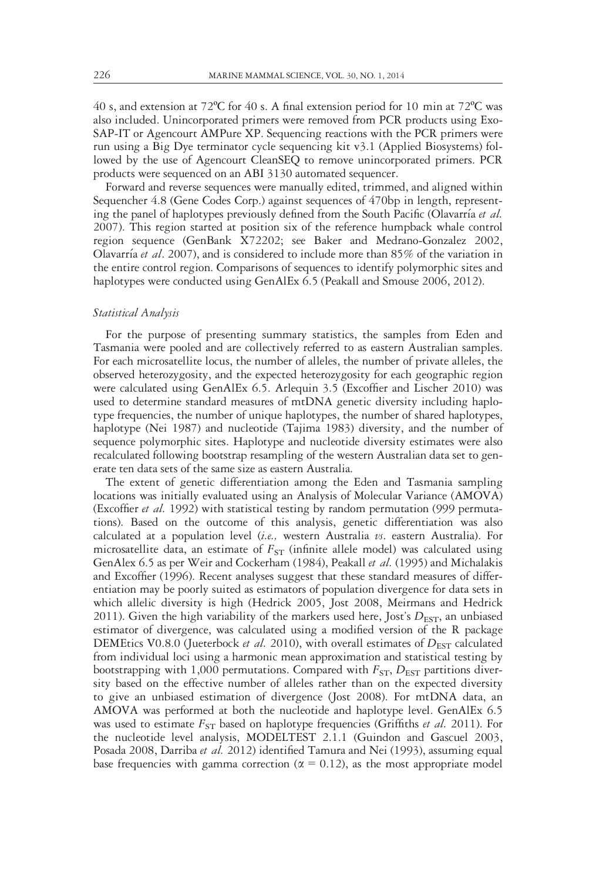40 s, and extension at 72ºC for 40 s. A final extension period for 10 min at 72ºC was also included. Unincorporated primers were removed from PCR products using Exo-SAP-IT or Agencourt AMPure XP. Sequencing reactions with the PCR primers were run using a Big Dye terminator cycle sequencing kit v3.1 (Applied Biosystems) followed by the use of Agencourt CleanSEQ to remove unincorporated primers. PCR products were sequenced on an ABI 3130 automated sequencer.

Forward and reverse sequences were manually edited, trimmed, and aligned within Sequencher 4.8 (Gene Codes Corp.) against sequences of 470bp in length, representing the panel of haplotypes previously defined from the South Pacific (Olavarría *et al.* 2007). This region started at position six of the reference humpback whale control region sequence (GenBank X72202; see Baker and Medrano-Gonzalez 2002, Olavarría *et al*. 2007), and is considered to include more than 85% of the variation in the entire control region. Comparisons of sequences to identify polymorphic sites and haplotypes were conducted using GenAlEx 6.5 (Peakall and Smouse 2006, 2012).

### *Statistical Analysis*

For the purpose of presenting summary statistics, the samples from Eden and Tasmania were pooled and are collectively referred to as eastern Australian samples. For each microsatellite locus, the number of alleles, the number of private alleles, the observed heterozygosity, and the expected heterozygosity for each geographic region were calculated using GenAlEx 6.5. Arlequin 3.5 (Excoffier and Lischer 2010) was used to determine standard measures of mtDNA genetic diversity including haplotype frequencies, the number of unique haplotypes, the number of shared haplotypes, haplotype (Nei 1987) and nucleotide (Tajima 1983) diversity, and the number of sequence polymorphic sites. Haplotype and nucleotide diversity estimates were also recalculated following bootstrap resampling of the western Australian data set to generate ten data sets of the same size as eastern Australia.

The extent of genetic differentiation among the Eden and Tasmania sampling locations was initially evaluated using an Analysis of Molecular Variance (AMOVA) (Excoffier *et al.* 1992) with statistical testing by random permutation (999 permutations). Based on the outcome of this analysis, genetic differentiation was also calculated at a population level (*i.e.,* western Australia *vs*. eastern Australia). For microsatellite data, an estimate of $F_{ST}$ (infinite allele model) was calculated using GenAlex 6.5 as per Weir and Cockerham (1984), Peakall *et al.* (1995) and Michalakis and Excoffier (1996). Recent analyses suggest that these standard measures of differentiation may be poorly suited as estimators of population divergence for data sets in which allelic diversity is high (Hedrick 2005, Jost 2008, Meirmans and Hedrick 2011). Given the high variability of the markers used here, Jost's $D_{EST}$, an unbiased estimator of divergence, was calculated using a modified version of the R package DEMEtics V0.8.0 (Jueterbock *et al.* 2010), with overall estimates of $D_{EST}$ calculated from individual loci using a harmonic mean approximation and statistical testing by bootstrapping with 1,000 permutations. Compared with $F_{ST}$, $D_{EST}$ partitions diversity based on the effective number of alleles rather than on the expected diversity to give an unbiased estimation of divergence (Jost 2008). For mtDNA data, an AMOVA was performed at both the nucleotide and haplotype level. GenAlEx 6.5 was used to estimate $F_{ST}$ based on haplotype frequencies (Griffiths *et al.* 2011). For the nucleotide level analysis, MODELTEST 2.1.1 (Guindon and Gascuel 2003, Posada 2008, Darriba *et al.* 2012) identified Tamura and Nei (1993), assuming equal base frequencies with gamma correction ($\alpha = 0.12$), as the most appropriate model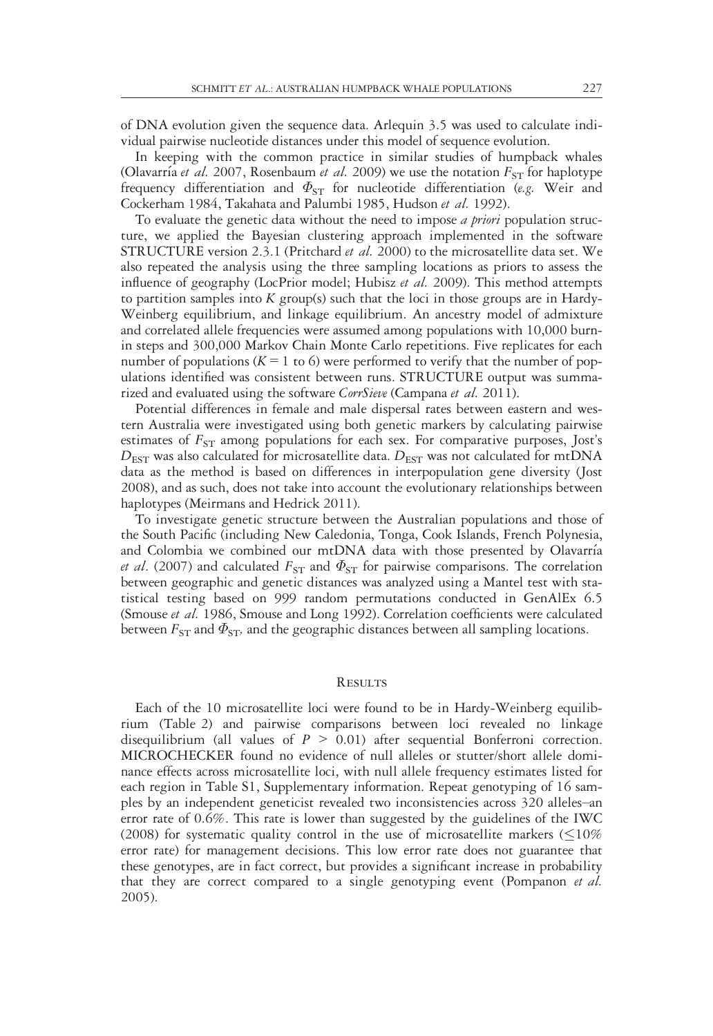of DNA evolution given the sequence data. Arlequin 3.5 was used to calculate individual pairwise nucleotide distances under this model of sequence evolution.

In keeping with the common practice in similar studies of humpback whales (Olavarría *et al.* 2007, Rosenbaum *et al.* 2009) we use the notation $F_{ST}$ for haplotype frequency differentiation and $\Phi_{ST}$ for nucleotide differentiation (*e.g.* Weir and Cockerham 1984, Takahata and Palumbi 1985, Hudson *et al.* 1992).

To evaluate the genetic data without the need to impose *a priori* population structure, we applied the Bayesian clustering approach implemented in the software STRUCTURE version 2.3.1 (Pritchard *et al.* 2000) to the microsatellite data set. We also repeated the analysis using the three sampling locations as priors to assess the influence of geography (LocPrior model; Hubisz *et al.* 2009). This method attempts to partition samples into $K$ group(s) such that the loci in those groups are in Hardy-Weinberg equilibrium, and linkage equilibrium. An ancestry model of admixture and correlated allele frequencies were assumed among populations with 10,000 burn-in steps and 300,000 Markov Chain Monte Carlo repetitions. Five replicates for each number of populations ($K = 1$ to 6) were performed to verify that the number of populations identified was consistent between runs. STRUCTURE output was summarized and evaluated using the software *CorrSieve* (Campana *et al.* 2011).

Potential differences in female and male dispersal rates between eastern and western Australia were investigated using both genetic markers by calculating pairwise estimates of $F_{ST}$ among populations for each sex. For comparative purposes, Jost's $D_{EST}$ was also calculated for microsatellite data. $D_{EST}$ was not calculated for mtDNA data as the method is based on differences in interpopulation gene diversity (Jost 2008), and as such, does not take into account the evolutionary relationships between haplotypes (Meirmans and Hedrick 2011).

To investigate genetic structure between the Australian populations and those of the South Pacific (including New Caledonia, Tonga, Cook Islands, French Polynesia, and Colombia we combined our mtDNA data with those presented by Olavarría *et al*. (2007) and calculated $F_{ST}$ and $\Phi_{ST}$ for pairwise comparisons. The correlation between geographic and genetic distances was analyzed using a Mantel test with statistical testing based on 999 random permutations conducted in GenAlEx 6.5 (Smouse *et al.* 1986, Smouse and Long 1992). Correlation coefficients were calculated between $F_{ST}$ and $\Phi_{ST}$, and the geographic distances between all sampling locations.

## Results

Each of the 10 microsatellite loci were found to be in Hardy-Weinberg equilibrium (Table 2) and pairwise comparisons between loci revealed no linkage disequilibrium (all values of $P > 0.01$) after sequential Bonferroni correction. MICROCHECKER found no evidence of null alleles or stutter/short allele dominance effects across microsatellite loci, with null allele frequency estimates listed for each region in Table S1, Supplementary information. Repeat genotyping of 16 samples by an independent geneticist revealed two inconsistencies across 320 alleles–an error rate of 0.6%. This rate is lower than suggested by the guidelines of the IWC (2008) for systematic quality control in the use of microsatellite markers ($\leq$10% error rate) for management decisions. This low error rate does not guarantee that these genotypes, are in fact correct, but provides a significant increase in probability that they are correct compared to a single genotyping event (Pompanon *et al.* 2005).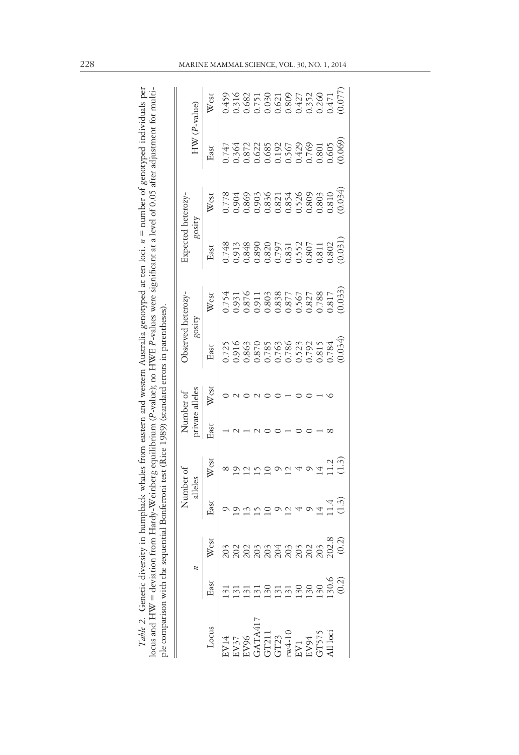*Table 2.* Genetic diversity in humpback whales from eastern and western Australia genotyped at ten loci. $n$ = number of genotyped individuals per locus and HW = deviation from Hardy-Weinberg equilibrium ($P$-value); no HWE $P$-values were significant at a level of 0.05 after adjustment for multiple comparison with the sequential Bonferroni test (Rice 1989) (standard errors in parentheses).

| Locus | $n$ | | Number of alleles | | Number of private alleles | | Observed heterozygosity | | Expected heterozygosity | | HW ($P$-value) | |
|---|---|---|---|---|---|---|---|---|---|---|---|---|
| | East | West | East | West | East | West | East | West | East | West | East | West |
| EV14 | 131 | 203 | 9 | 8 | 1 | 0 | 0.725 | 0.754 | 0.748 | 0.778 | 0.747 | 0.459 |
| EV37 | 131 | 202 | 19 | 19 | 2 | 2 | 0.916 | 0.931 | 0.913 | 0.904 | 0.364 | 0.316 |
| EV96 | 131 | 202 | 13 | 12 | 1 | 0 | 0.863 | 0.876 | 0.848 | 0.869 | 0.872 | 0.682 |
| GATA417 | 131 | 203 | 15 | 15 | 2 | 2 | 0.870 | 0.911 | 0.890 | 0.903 | 0.622 | 0.751 |
| GT211 | 130 | 203 | 10 | 10 | 0 | 0 | 0.785 | 0.803 | 0.820 | 0.836 | 0.685 | 0.030 |
| GT23 | 131 | 204 | 9 | 9 | 0 | 0 | 0.763 | 0.838 | 0.797 | 0.821 | 0.192 | 0.621 |
| rw4-10 | 131 | 203 | 12 | 12 | 1 | 1 | 0.786 | 0.877 | 0.831 | 0.854 | 0.567 | 0.809 |
| EV1 | 130 | 203 | 4 | 4 | 0 | 0 | 0.523 | 0.567 | 0.552 | 0.526 | 0.429 | 0.427 |
| EV94 | 130 | 202 | 9 | 9 | 0 | 0 | 0.792 | 0.827 | 0.807 | 0.809 | 0.769 | 0.352 |
| GT575 | 130 | 203 | 14 | 14 | 1 | 1 | 0.815 | 0.788 | 0.811 | 0.803 | 0.801 | 0.260 |
| All loci | 130.6 | 202.8 | 11.4 | 11.2 | 8 | 6 | 0.784 | 0.817 | 0.802 | 0.810 | 0.605 | 0.471 |
| | (0.2) | (0.2) | (1.3) | (1.3) | | | (0.034) | (0.033) | (0.031) | (0.034) | (0.069) | (0.077) |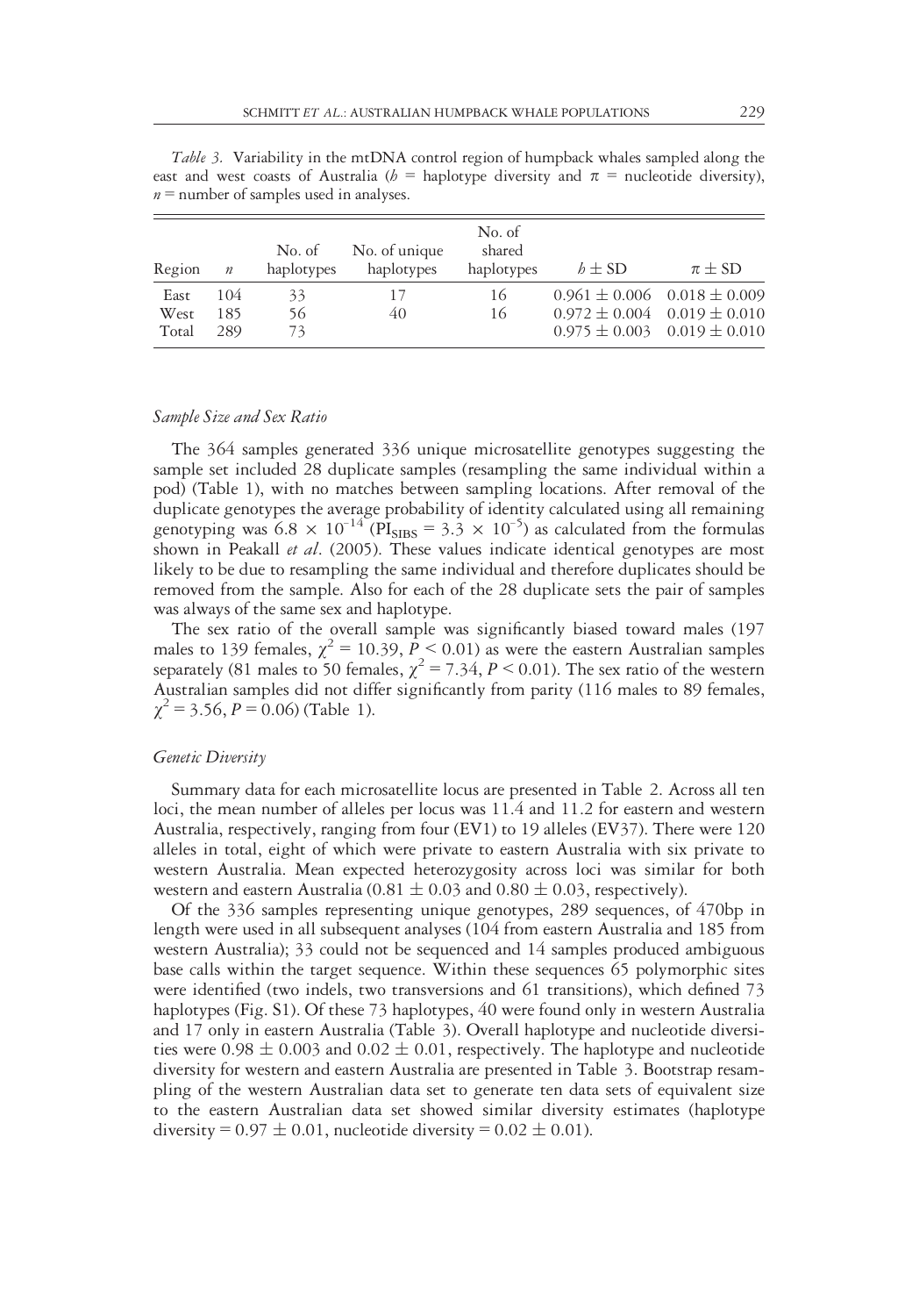*Table 3.* Variability in the mtDNA control region of humpback whales sampled along the east and west coasts of Australia ($h$ = haplotype diversity and $\pi$ = nucleotide diversity), $n$ = number of samples used in analyses.

| Region | $n$ | No. of haplotypes | No. of unique haplotypes | No. of shared haplotypes | $h \pm$ SD | $\pi \pm$ SD |
|---|---|---|---|---|---|---|
| East | 104 | 33 | 17 | 16 | $0.961 \pm 0.006$ | $0.018 \pm 0.009$ |
| West | 185 | 56 | 40 | 16 | $0.972 \pm 0.004$ | $0.019 \pm 0.010$ |
| Total | 289 | 73 | | | $0.975 \pm 0.003$ | $0.019 \pm 0.010$ |

### *Sample Size and Sex Ratio*

The 364 samples generated 336 unique microsatellite genotypes suggesting the sample set included 28 duplicate samples (resampling the same individual within a pod) (Table 1), with no matches between sampling locations. After removal of the duplicate genotypes the average probability of identity calculated using all remaining genotyping was $6.8 \times 10^{-14}$ ($PI_{SIBS} = 3.3 \times 10^{-5}$) as calculated from the formulas shown in Peakall *et al*. (2005). These values indicate identical genotypes are most likely to be due to resampling the same individual and therefore duplicates should be removed from the sample. Also for each of the 28 duplicate sets the pair of samples was always of the same sex and haplotype.

The sex ratio of the overall sample was significantly biased toward males (197 males to 139 females, $\chi^2 = 10.39$, $P < 0.01$) as were the eastern Australian samples separately (81 males to 50 females, $\chi^2 = 7.34$, $P < 0.01$). The sex ratio of the western Australian samples did not differ significantly from parity (116 males to 89 females, $\chi^2 = 3.56$, $P = 0.06$) (Table 1).

### *Genetic Diversity*

Summary data for each microsatellite locus are presented in Table 2. Across all ten loci, the mean number of alleles per locus was 11.4 and 11.2 for eastern and western Australia, respectively, ranging from four (EV1) to 19 alleles (EV37). There were 120 alleles in total, eight of which were private to eastern Australia with six private to western Australia. Mean expected heterozygosity across loci was similar for both western and eastern Australia ($0.81 \pm 0.03$ and $0.80 \pm 0.03$, respectively).

Of the 336 samples representing unique genotypes, 289 sequences, of 470bp in length were used in all subsequent analyses (104 from eastern Australia and 185 from western Australia); 33 could not be sequenced and 14 samples produced ambiguous base calls within the target sequence. Within these sequences 65 polymorphic sites were identified (two indels, two transversions and 61 transitions), which defined 73 haplotypes (Fig. S1). Of these 73 haplotypes, 40 were found only in western Australia and 17 only in eastern Australia (Table 3). Overall haplotype and nucleotide diversities were $0.98 \pm 0.003$ and $0.02 \pm 0.01$, respectively. The haplotype and nucleotide diversity for western and eastern Australia are presented in Table 3. Bootstrap resampling of the western Australian data set to generate ten data sets of equivalent size to the eastern Australian data set showed similar diversity estimates (haplotype diversity = $0.97 \pm 0.01$, nucleotide diversity = $0.02 \pm 0.01$).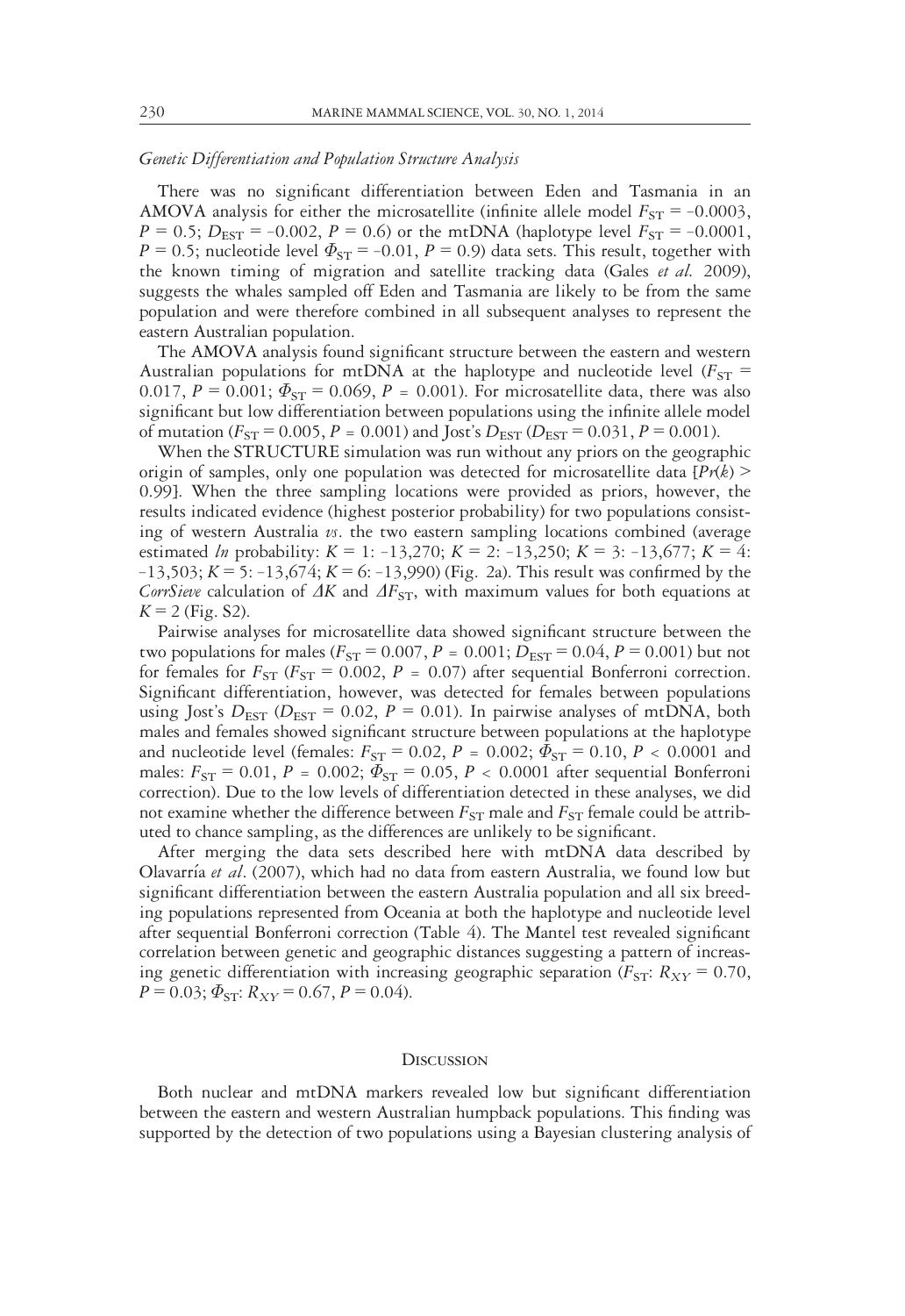*Genetic Differentiation and Population Structure Analysis*

There was no significant differentiation between Eden and Tasmania in an AMOVA analysis for either the microsatellite (infinite allele model $F_{ST} = -0.0003$, $P = 0.5$; $D_{EST} = -0.002$, $P = 0.6$) or the mtDNA (haplotype level $F_{ST} = -0.0001$, $P = 0.5$; nucleotide level $\Phi_{ST} = -0.01$, $P = 0.9$) data sets. This result, together with the known timing of migration and satellite tracking data (Gales *et al.* 2009), suggests the whales sampled off Eden and Tasmania are likely to be from the same population and were therefore combined in all subsequent analyses to represent the eastern Australian population.

The AMOVA analysis found significant structure between the eastern and western Australian populations for mtDNA at the haplotype and nucleotide level ($F_{ST} = 0.017$, $P = 0.001$; $\Phi_{ST} = 0.069$, $P = 0.001$). For microsatellite data, there was also significant but low differentiation between populations using the infinite allele model of mutation ($F_{ST} = 0.005$, $P = 0.001$) and Jost's $D_{EST}$ ($D_{EST} = 0.031$, $P = 0.001$).

When the STRUCTURE simulation was run without any priors on the geographic origin of samples, only one population was detected for microsatellite data [$Pr(k) > 0.99$]. When the three sampling locations were provided as priors, however, the results indicated evidence (highest posterior probability) for two populations consisting of western Australia *vs.* the two eastern sampling locations combined (average estimated *ln* probability: $K = 1$: –13,270; $K = 2$: –13,250; $K = 3$: –13,677; $K = 4$: –13,503; $K = 5$: –13,674; $K = 6$: –13,990) (Fig. 2a). This result was confirmed by the *CorrSieve* calculation of $\Delta K$ and $\Delta F_{ST}$, with maximum values for both equations at $K = 2$ (Fig. S2).

Pairwise analyses for microsatellite data showed significant structure between the two populations for males ($F_{ST} = 0.007$, $P = 0.001$; $D_{EST} = 0.04$, $P = 0.001$) but not for females for $F_{ST}$ ($F_{ST} = 0.002$, $P = 0.07$) after sequential Bonferroni correction. Significant differentiation, however, was detected for females between populations using Jost's $D_{EST}$ ($D_{EST} = 0.02$, $P = 0.01$). In pairwise analyses of mtDNA, both males and females showed significant structure between populations at the haplotype and nucleotide level (females: $F_{ST} = 0.02$, $P = 0.002$; $\Phi_{ST} = 0.10$, $P < 0.0001$ and males: $F_{ST} = 0.01$, $P = 0.002$; $\Phi_{ST} = 0.05$, $P < 0.0001$ after sequential Bonferroni correction). Due to the low levels of differentiation detected in these analyses, we did not examine whether the difference between $F_{ST}$ male and $F_{ST}$ female could be attributed to chance sampling, as the differences are unlikely to be significant.

After merging the data sets described here with mtDNA data described by Olavarría *et al*. (2007), which had no data from eastern Australia, we found low but significant differentiation between the eastern Australia population and all six breeding populations represented from Oceania at both the haplotype and nucleotide level after sequential Bonferroni correction (Table 4). The Mantel test revealed significant correlation between genetic and geographic distances suggesting a pattern of increasing genetic differentiation with increasing geographic separation ($F_{ST}$: $R_{XY} = 0.70$, $P = 0.03$; $\Phi_{ST}$: $R_{XY} = 0.67$, $P = 0.04$).

## Discussion

Both nuclear and mtDNA markers revealed low but significant differentiation between the eastern and western Australian humpback populations. This finding was supported by the detection of two populations using a Bayesian clustering analysis of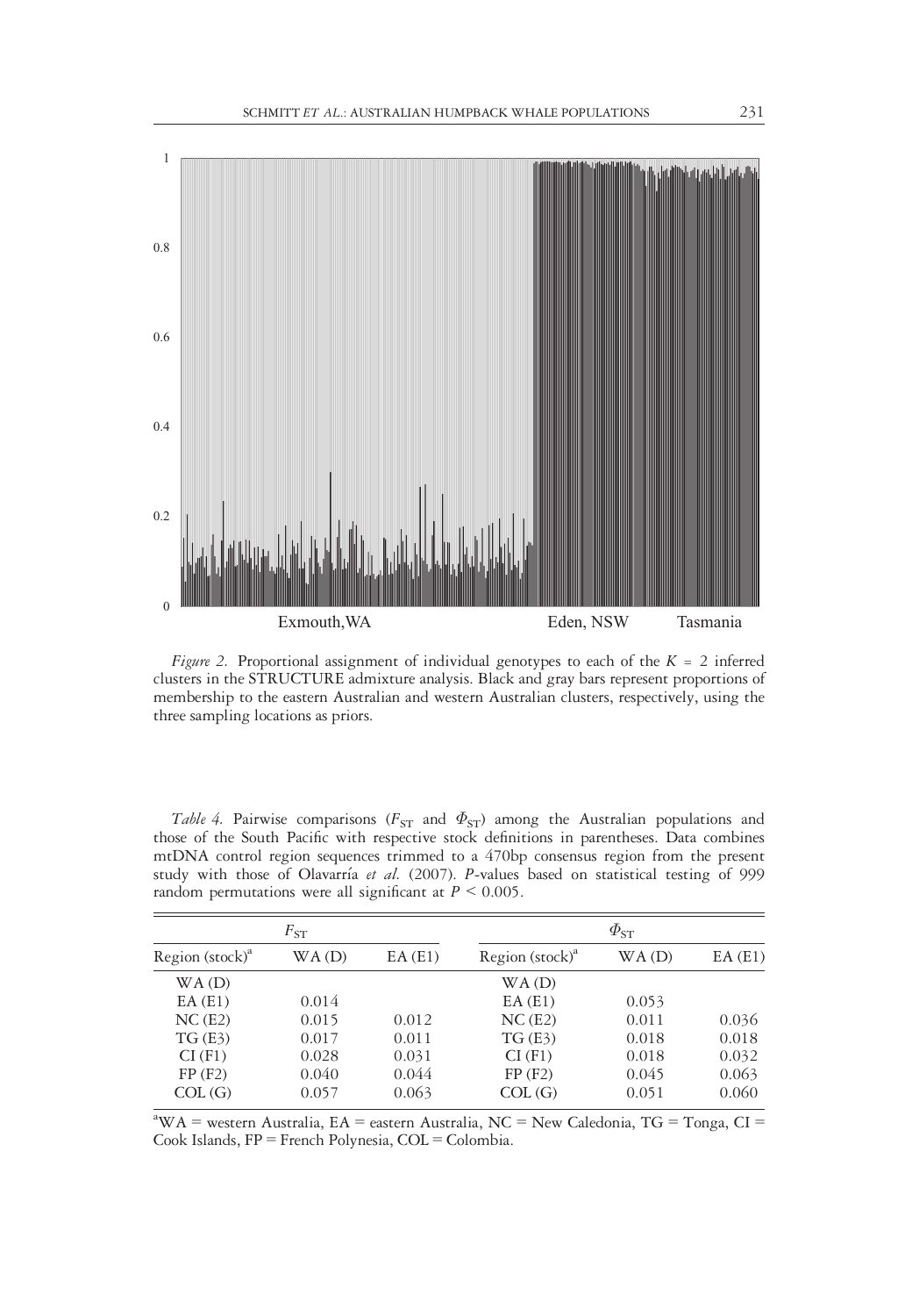*Figure 2.* Proportional assignment of individual genotypes to each of the $K = 2$ inferred clusters in the STRUCTURE admixture analysis. Black and gray bars represent proportions of membership to the eastern Australian and western Australian clusters, respectively, using the three sampling locations as priors.

*Table 4.* Pairwise comparisons ($F_{ST}$ and $\Phi_{ST}$) among the Australian populations and those of the South Pacific with respective stock definitions in parentheses. Data combines mtDNA control region sequences trimmed to a 470bp consensus region from the present study with those of Olavarría *et al.* (2007). *P*-values based on statistical testing of 999 random permutations were all significant at $P < 0.005$.

| $F_{ST}$ | | | $\Phi_{ST}$ | | |
|---|---|---|---|---|---|
| Region (stock)[a] | WA (D) | EA (E1) | Region (stock)[a] | WA (D) | EA (E1) |
| WA (D) | | | WA (D) | | |
| EA (E1) | 0.014 | | EA (E1) | 0.053 | |
| NC (E2) | 0.015 | 0.012 | NC (E2) | 0.011 | 0.036 |
| TG (E3) | 0.017 | 0.011 | TG (E3) | 0.018 | 0.018 |
| CI (F1) | 0.028 | 0.031 | CI (F1) | 0.018 | 0.032 |
| FP (F2) | 0.040 | 0.044 | FP (F2) | 0.045 | 0.063 |
| COL (G) | 0.057 | 0.063 | COL (G) | 0.051 | 0.060 |

[a]WA = western Australia, EA = eastern Australia, NC = New Caledonia, TG = Tonga, CI = Cook Islands, FP = French Polynesia, COL = Colombia.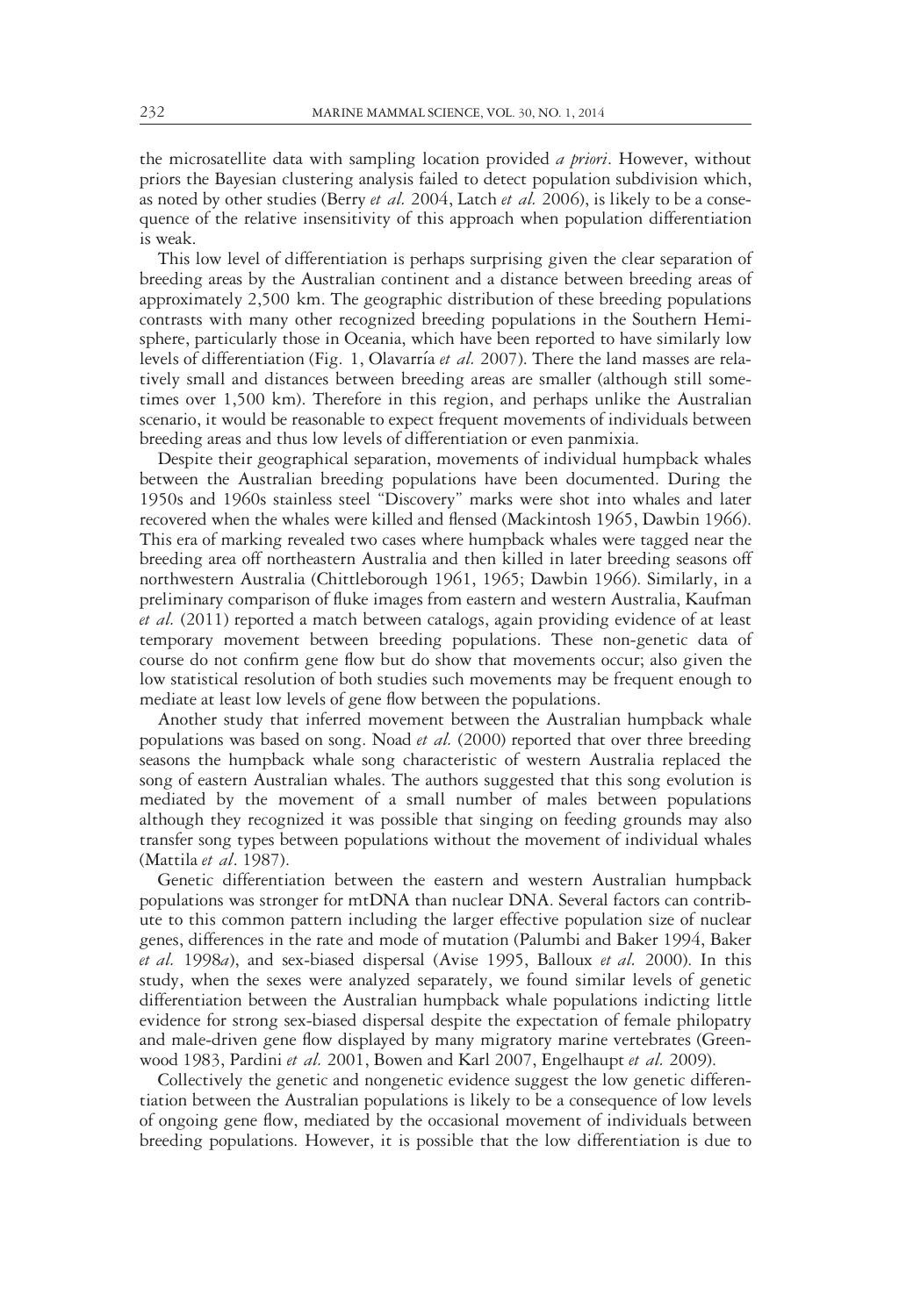the microsatellite data with sampling location provided *a priori*. However, without priors the Bayesian clustering analysis failed to detect population subdivision which, as noted by other studies (Berry *et al.* 2004, Latch *et al.* 2006), is likely to be a consequence of the relative insensitivity of this approach when population differentiation is weak.

This low level of differentiation is perhaps surprising given the clear separation of breeding areas by the Australian continent and a distance between breeding areas of approximately 2,500 km. The geographic distribution of these breeding populations contrasts with many other recognized breeding populations in the Southern Hemisphere, particularly those in Oceania, which have been reported to have similarly low levels of differentiation (Fig. 1, Olavarría *et al.* 2007). There the land masses are relatively small and distances between breeding areas are smaller (although still sometimes over 1,500 km). Therefore in this region, and perhaps unlike the Australian scenario, it would be reasonable to expect frequent movements of individuals between breeding areas and thus low levels of differentiation or even panmixia.

Despite their geographical separation, movements of individual humpback whales between the Australian breeding populations have been documented. During the 1950s and 1960s stainless steel "Discovery" marks were shot into whales and later recovered when the whales were killed and flensed (Mackintosh 1965, Dawbin 1966). This era of marking revealed two cases where humpback whales were tagged near the breeding area off northeastern Australia and then killed in later breeding seasons off northwestern Australia (Chittleborough 1961, 1965; Dawbin 1966). Similarly, in a preliminary comparison of fluke images from eastern and western Australia, Kaufman *et al.* (2011) reported a match between catalogs, again providing evidence of at least temporary movement between breeding populations. These non-genetic data of course do not confirm gene flow but do show that movements occur; also given the low statistical resolution of both studies such movements may be frequent enough to mediate at least low levels of gene flow between the populations.

Another study that inferred movement between the Australian humpback whale populations was based on song. Noad *et al.* (2000) reported that over three breeding seasons the humpback whale song characteristic of western Australia replaced the song of eastern Australian whales. The authors suggested that this song evolution is mediated by the movement of a small number of males between populations although they recognized it was possible that singing on feeding grounds may also transfer song types between populations without the movement of individual whales (Mattila *et al*. 1987).

Genetic differentiation between the eastern and western Australian humpback populations was stronger for mtDNA than nuclear DNA. Several factors can contribute to this common pattern including the larger effective population size of nuclear genes, differences in the rate and mode of mutation (Palumbi and Baker 1994, Baker *et al.* 1998*a*), and sex-biased dispersal (Avise 1995, Balloux *et al.* 2000). In this study, when the sexes were analyzed separately, we found similar levels of genetic differentiation between the Australian humpback whale populations indicting little evidence for strong sex-biased dispersal despite the expectation of female philopatry and male-driven gene flow displayed by many migratory marine vertebrates (Greenwood 1983, Pardini *et al.* 2001, Bowen and Karl 2007, Engelhaupt *et al.* 2009).

Collectively the genetic and nongenetic evidence suggest the low genetic differentiation between the Australian populations is likely to be a consequence of low levels of ongoing gene flow, mediated by the occasional movement of individuals between breeding populations. However, it is possible that the low differentiation is due to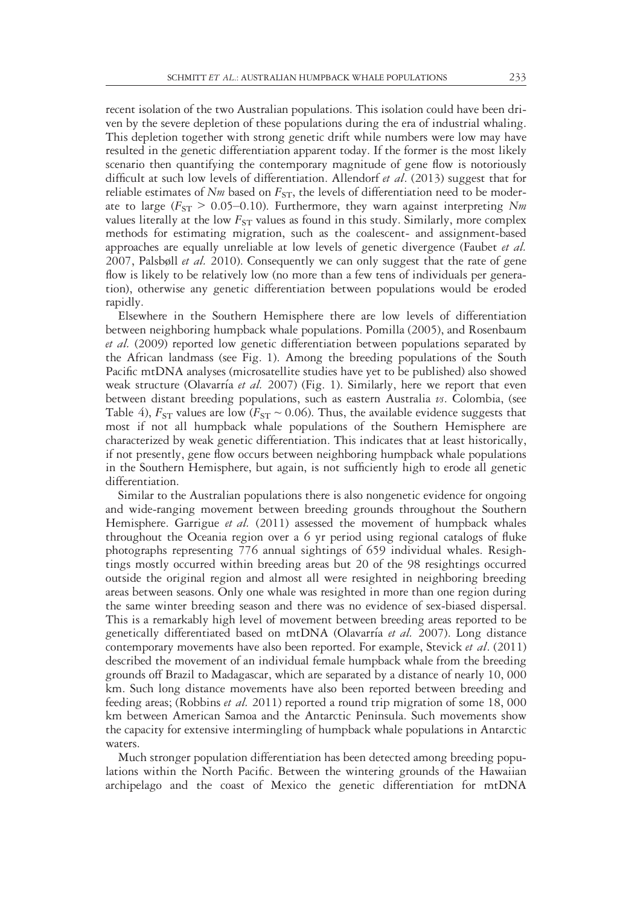recent isolation of the two Australian populations. This isolation could have been driven by the severe depletion of these populations during the era of industrial whaling. This depletion together with strong genetic drift while numbers were low may have resulted in the genetic differentiation apparent today. If the former is the most likely scenario then quantifying the contemporary magnitude of gene flow is notoriously difficult at such low levels of differentiation. Allendorf *et al*. (2013) suggest that for reliable estimates of *Nm* based on $F_{ST}$, the levels of differentiation need to be moderate to large ($F_{ST} > 0.05–0.10$). Furthermore, they warn against interpreting *Nm* values literally at the low $F_{ST}$ values as found in this study. Similarly, more complex methods for estimating migration, such as the coalescent- and assignment-based approaches are equally unreliable at low levels of genetic divergence (Faubet *et al.* 2007, Palsbøll *et al.* 2010). Consequently we can only suggest that the rate of gene flow is likely to be relatively low (no more than a few tens of individuals per generation), otherwise any genetic differentiation between populations would be eroded rapidly.

Elsewhere in the Southern Hemisphere there are low levels of differentiation between neighboring humpback whale populations. Pomilla (2005), and Rosenbaum *et al.* (2009) reported low genetic differentiation between populations separated by the African landmass (see Fig. 1). Among the breeding populations of the South Pacific mtDNA analyses (microsatellite studies have yet to be published) also showed weak structure (Olavarría *et al.* 2007) (Fig. 1). Similarly, here we report that even between distant breeding populations, such as eastern Australia *vs*. Colombia, (see Table 4), $F_{ST}$ values are low ($F_{ST} \sim 0.06$). Thus, the available evidence suggests that most if not all humpback whale populations of the Southern Hemisphere are characterized by weak genetic differentiation. This indicates that at least historically, if not presently, gene flow occurs between neighboring humpback whale populations in the Southern Hemisphere, but again, is not sufficiently high to erode all genetic differentiation.

Similar to the Australian populations there is also nongenetic evidence for ongoing and wide-ranging movement between breeding grounds throughout the Southern Hemisphere. Garrigue *et al.* (2011) assessed the movement of humpback whales throughout the Oceania region over a 6 yr period using regional catalogs of fluke photographs representing 776 annual sightings of 659 individual whales. Resightings mostly occurred within breeding areas but 20 of the 98 resightings occurred outside the original region and almost all were resighted in neighboring breeding areas between seasons. Only one whale was resighted in more than one region during the same winter breeding season and there was no evidence of sex-biased dispersal. This is a remarkably high level of movement between breeding areas reported to be genetically differentiated based on mtDNA (Olavarría *et al.* 2007). Long distance contemporary movements have also been reported. For example, Stevick *et al*. (2011) described the movement of an individual female humpback whale from the breeding grounds off Brazil to Madagascar, which are separated by a distance of nearly 10, 000 km. Such long distance movements have also been reported between breeding and feeding areas; (Robbins *et al.* 2011) reported a round trip migration of some 18, 000 km between American Samoa and the Antarctic Peninsula. Such movements show the capacity for extensive intermingling of humpback whale populations in Antarctic waters.

Much stronger population differentiation has been detected among breeding populations within the North Pacific. Between the wintering grounds of the Hawaiian archipelago and the coast of Mexico the genetic differentiation for mtDNA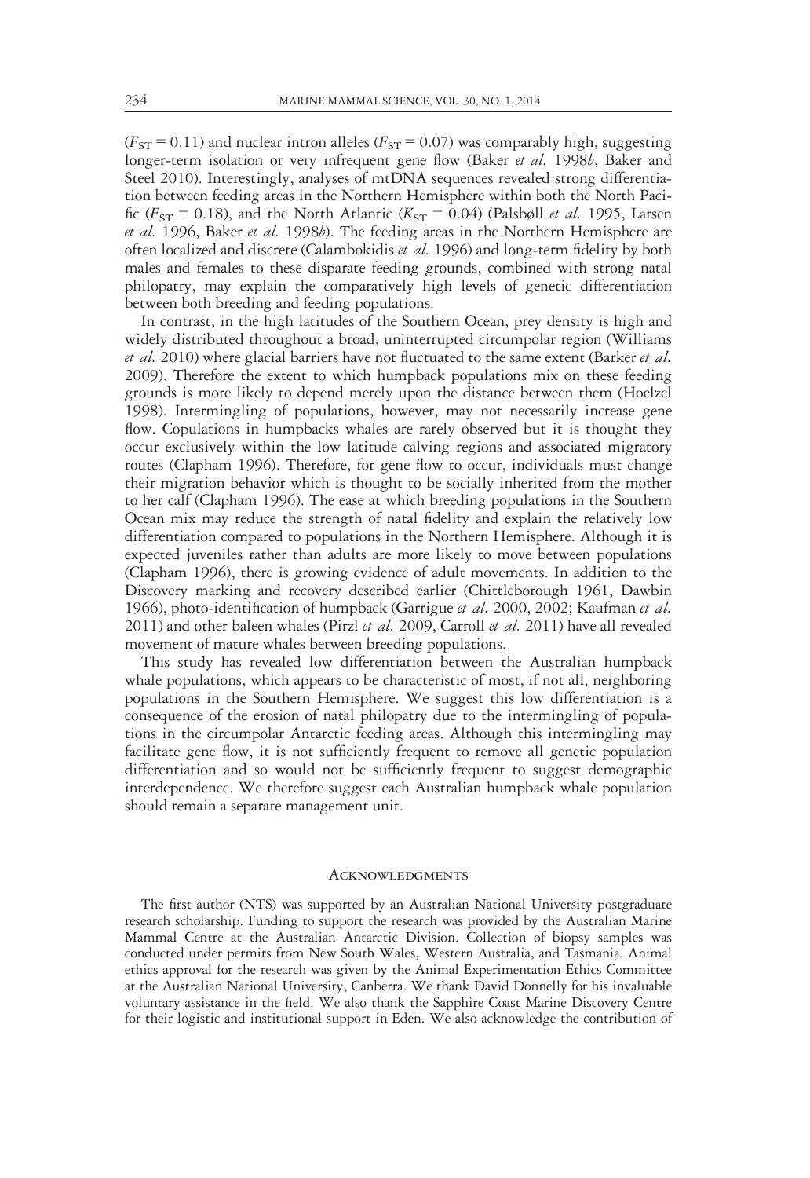($F_{ST}$ = 0.11) and nuclear intron alleles ($F_{ST}$ = 0.07) was comparably high, suggesting longer-term isolation or very infrequent gene flow (Baker *et al.* 1998*b*, Baker and Steel 2010). Interestingly, analyses of mtDNA sequences revealed strong differentiation between feeding areas in the Northern Hemisphere within both the North Pacific ($F_{ST}$ = 0.18), and the North Atlantic ($K_{ST}$ = 0.04) (Palsbøll *et al.* 1995, Larsen *et al.* 1996, Baker *et al.* 1998*b*). The feeding areas in the Northern Hemisphere are often localized and discrete (Calambokidis *et al.* 1996) and long-term fidelity by both males and females to these disparate feeding grounds, combined with strong natal philopatry, may explain the comparatively high levels of genetic differentiation between both breeding and feeding populations.

In contrast, in the high latitudes of the Southern Ocean, prey density is high and widely distributed throughout a broad, uninterrupted circumpolar region (Williams *et al.* 2010) where glacial barriers have not fluctuated to the same extent (Barker *et al.* 2009). Therefore the extent to which humpback populations mix on these feeding grounds is more likely to depend merely upon the distance between them (Hoelzel 1998). Intermingling of populations, however, may not necessarily increase gene flow. Copulations in humpbacks whales are rarely observed but it is thought they occur exclusively within the low latitude calving regions and associated migratory routes (Clapham 1996). Therefore, for gene flow to occur, individuals must change their migration behavior which is thought to be socially inherited from the mother to her calf (Clapham 1996). The ease at which breeding populations in the Southern Ocean mix may reduce the strength of natal fidelity and explain the relatively low differentiation compared to populations in the Northern Hemisphere. Although it is expected juveniles rather than adults are more likely to move between populations (Clapham 1996), there is growing evidence of adult movements. In addition to the Discovery marking and recovery described earlier (Chittleborough 1961, Dawbin 1966), photo-identification of humpback (Garrigue *et al.* 2000, 2002; Kaufman *et al.* 2011) and other baleen whales (Pirzl *et al.* 2009, Carroll *et al.* 2011) have all revealed movement of mature whales between breeding populations.

This study has revealed low differentiation between the Australian humpback whale populations, which appears to be characteristic of most, if not all, neighboring populations in the Southern Hemisphere. We suggest this low differentiation is a consequence of the erosion of natal philopatry due to the intermingling of populations in the circumpolar Antarctic feeding areas. Although this intermingling may facilitate gene flow, it is not sufficiently frequent to remove all genetic population differentiation and so would not be sufficiently frequent to suggest demographic interdependence. We therefore suggest each Australian humpback whale population should remain a separate management unit.

## Acknowledgments

The first author (NTS) was supported by an Australian National University postgraduate research scholarship. Funding to support the research was provided by the Australian Marine Mammal Centre at the Australian Antarctic Division. Collection of biopsy samples was conducted under permits from New South Wales, Western Australia, and Tasmania. Animal ethics approval for the research was given by the Animal Experimentation Ethics Committee at the Australian National University, Canberra. We thank David Donnelly for his invaluable voluntary assistance in the field. We also thank the Sapphire Coast Marine Discovery Centre for their logistic and institutional support in Eden. We also acknowledge the contribution of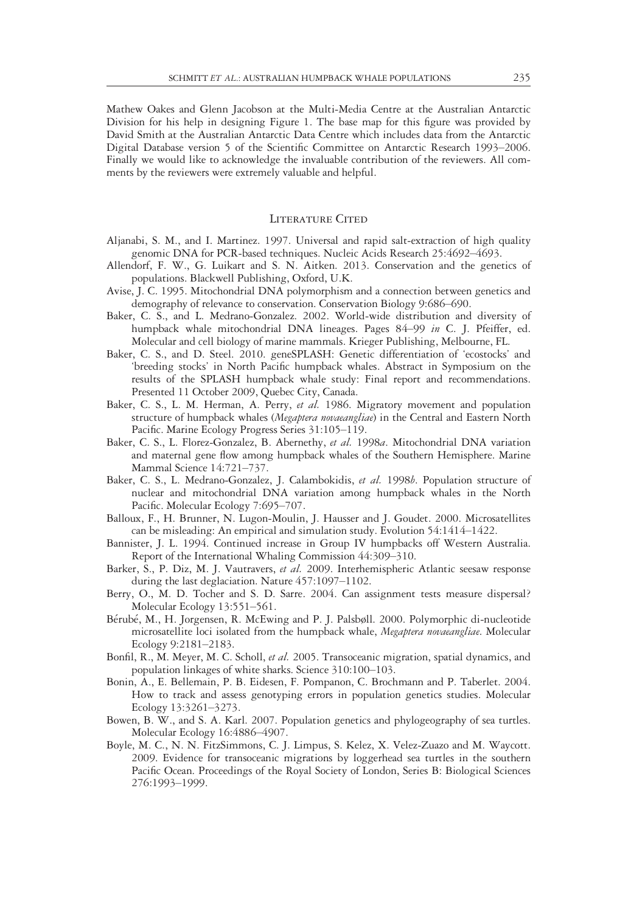Mathew Oakes and Glenn Jacobson at the Multi-Media Centre at the Australian Antarctic Division for his help in designing Figure 1. The base map for this figure was provided by David Smith at the Australian Antarctic Data Centre which includes data from the Antarctic Digital Database version 5 of the Scientific Committee on Antarctic Research 1993–2006. Finally we would like to acknowledge the invaluable contribution of the reviewers. All comments by the reviewers were extremely valuable and helpful.

## Literature Cited

Aljanabi, S. M., and I. Martinez. 1997. Universal and rapid salt-extraction of high quality genomic DNA for PCR-based techniques. Nucleic Acids Research 25:4692–4693.

Allendorf, F. W., G. Luikart and S. N. Aitken. 2013. Conservation and the genetics of populations. Blackwell Publishing, Oxford, U.K.

Avise, J. C. 1995. Mitochondrial DNA polymorphism and a connection between genetics and demography of relevance to conservation. Conservation Biology 9:686–690.

Baker, C. S., and L. Medrano-Gonzalez. 2002. World-wide distribution and diversity of humpback whale mitochondrial DNA lineages. Pages 84–99 *in* C. J. Pfeiffer, ed. Molecular and cell biology of marine mammals. Krieger Publishing, Melbourne, FL.

Baker, C. S., and D. Steel. 2010. geneSPLASH: Genetic differentiation of 'ecostocks' and 'breeding stocks' in North Pacific humpback whales. Abstract in Symposium on the results of the SPLASH humpback whale study: Final report and recommendations. Presented 11 October 2009, Quebec City, Canada.

Baker, C. S., L. M. Herman, A. Perry, *et al.* 1986. Migratory movement and population structure of humpback whales (*Megaptera novaeangliae*) in the Central and Eastern North Pacific. Marine Ecology Progress Series 31:105–119.

Baker, C. S., L. Florez-Gonzalez, B. Abernethy, *et al.* 1998*a*. Mitochondrial DNA variation and maternal gene flow among humpback whales of the Southern Hemisphere. Marine Mammal Science 14:721–737.

Baker, C. S., L. Medrano-Gonzalez, J. Calambokidis, *et al.* 1998*b*. Population structure of nuclear and mitochondrial DNA variation among humpback whales in the North Pacific. Molecular Ecology 7:695–707.

Balloux, F., H. Brunner, N. Lugon-Moulin, J. Hausser and J. Goudet. 2000. Microsatellites can be misleading: An empirical and simulation study. Evolution 54:1414–1422.

Bannister, J. L. 1994. Continued increase in Group IV humpbacks off Western Australia. Report of the International Whaling Commission 44:309–310.

Barker, S., P. Diz, M. J. Vautravers, *et al.* 2009. Interhemispheric Atlantic seesaw response during the last deglaciation. Nature 457:1097–1102.

Berry, O., M. D. Tocher and S. D. Sarre. 2004. Can assignment tests measure dispersal? Molecular Ecology 13:551–561.

Bérubé, M., H. Jorgensen, R. McEwing and P. J. Palsbøll. 2000. Polymorphic di-nucleotide microsatellite loci isolated from the humpback whale, *Megaptera novaeangliae*. Molecular Ecology 9:2181–2183.

Bonfil, R., M. Meyer, M. C. Scholl, *et al.* 2005. Transoceanic migration, spatial dynamics, and population linkages of white sharks. Science 310:100–103.

Bonin, A., E. Bellemain, P. B. Eidesen, F. Pompanon, C. Brochmann and P. Taberlet. 2004. How to track and assess genotyping errors in population genetics studies. Molecular Ecology 13:3261–3273.

Bowen, B. W., and S. A. Karl. 2007. Population genetics and phylogeography of sea turtles. Molecular Ecology 16:4886–4907.

Boyle, M. C., N. N. FitzSimmons, C. J. Limpus, S. Kelez, X. Velez-Zuazo and M. Waycott. 2009. Evidence for transoceanic migrations by loggerhead sea turtles in the southern Pacific Ocean. Proceedings of the Royal Society of London, Series B: Biological Sciences 276:1993–1999.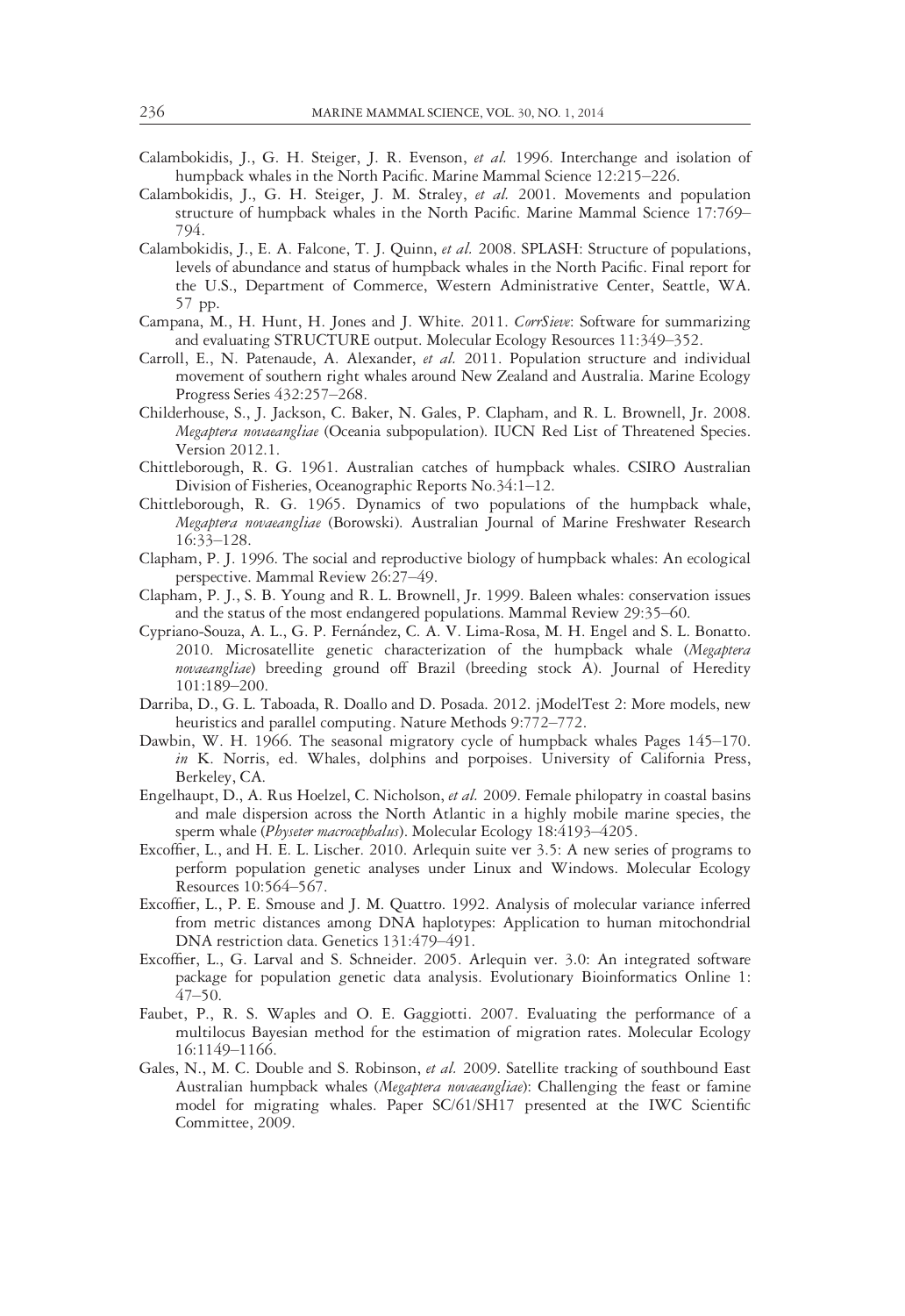Calambokidis, J., G. H. Steiger, J. R. Evenson, *et al.* 1996. Interchange and isolation of humpback whales in the North Pacific. Marine Mammal Science 12:215–226.

Calambokidis, J., G. H. Steiger, J. M. Straley, *et al.* 2001. Movements and population structure of humpback whales in the North Pacific. Marine Mammal Science 17:769–794.

Calambokidis, J., E. A. Falcone, T. J. Quinn, *et al.* 2008. SPLASH: Structure of populations, levels of abundance and status of humpback whales in the North Pacific. Final report for the U.S., Department of Commerce, Western Administrative Center, Seattle, WA. 57 pp.

Campana, M., H. Hunt, H. Jones and J. White. 2011. *CorrSieve*: Software for summarizing and evaluating STRUCTURE output. Molecular Ecology Resources 11:349–352.

Carroll, E., N. Patenaude, A. Alexander, *et al.* 2011. Population structure and individual movement of southern right whales around New Zealand and Australia. Marine Ecology Progress Series 432:257–268.

Childerhouse, S., J. Jackson, C. Baker, N. Gales, P. Clapham, and R. L. Brownell, Jr. 2008. *Megaptera novaeangliae* (Oceania subpopulation). IUCN Red List of Threatened Species. Version 2012.1.

Chittleborough, R. G. 1961. Australian catches of humpback whales. CSIRO Australian Division of Fisheries, Oceanographic Reports No.34:1–12.

Chittleborough, R. G. 1965. Dynamics of two populations of the humpback whale, *Megaptera novaeangliae* (Borowski). Australian Journal of Marine Freshwater Research 16:33–128.

Clapham, P. J. 1996. The social and reproductive biology of humpback whales: An ecological perspective. Mammal Review 26:27–49.

Clapham, P. J., S. B. Young and R. L. Brownell, Jr. 1999. Baleen whales: conservation issues and the status of the most endangered populations. Mammal Review 29:35–60.

Cypriano-Souza, A. L., G. P. Fernández, C. A. V. Lima-Rosa, M. H. Engel and S. L. Bonatto. 2010. Microsatellite genetic characterization of the humpback whale (*Megaptera novaeangliae*) breeding ground off Brazil (breeding stock A). Journal of Heredity 101:189–200.

Darriba, D., G. L. Taboada, R. Doallo and D. Posada. 2012. jModelTest 2: More models, new heuristics and parallel computing. Nature Methods 9:772–772.

Dawbin, W. H. 1966. The seasonal migratory cycle of humpback whales Pages 145–170. *in* K. Norris, ed. Whales, dolphins and porpoises. University of California Press, Berkeley, CA.

Engelhaupt, D., A. Rus Hoelzel, C. Nicholson, *et al.* 2009. Female philopatry in coastal basins and male dispersion across the North Atlantic in a highly mobile marine species, the sperm whale (*Physeter macrocephalus*). Molecular Ecology 18:4193–4205.

Excoffier, L., and H. E. L. Lischer. 2010. Arlequin suite ver 3.5: A new series of programs to perform population genetic analyses under Linux and Windows. Molecular Ecology Resources 10:564–567.

Excoffier, L., P. E. Smouse and J. M. Quattro. 1992. Analysis of molecular variance inferred from metric distances among DNA haplotypes: Application to human mitochondrial DNA restriction data. Genetics 131:479–491.

Excoffier, L., G. Larval and S. Schneider. 2005. Arlequin ver. 3.0: An integrated software package for population genetic data analysis. Evolutionary Bioinformatics Online 1: 47–50.

Faubet, P., R. S. Waples and O. E. Gaggiotti. 2007. Evaluating the performance of a multilocus Bayesian method for the estimation of migration rates. Molecular Ecology 16:1149–1166.

Gales, N., M. C. Double and S. Robinson, *et al.* 2009. Satellite tracking of southbound East Australian humpback whales (*Megaptera novaeangliae*): Challenging the feast or famine model for migrating whales. Paper SC/61/SH17 presented at the IWC Scientific Committee, 2009.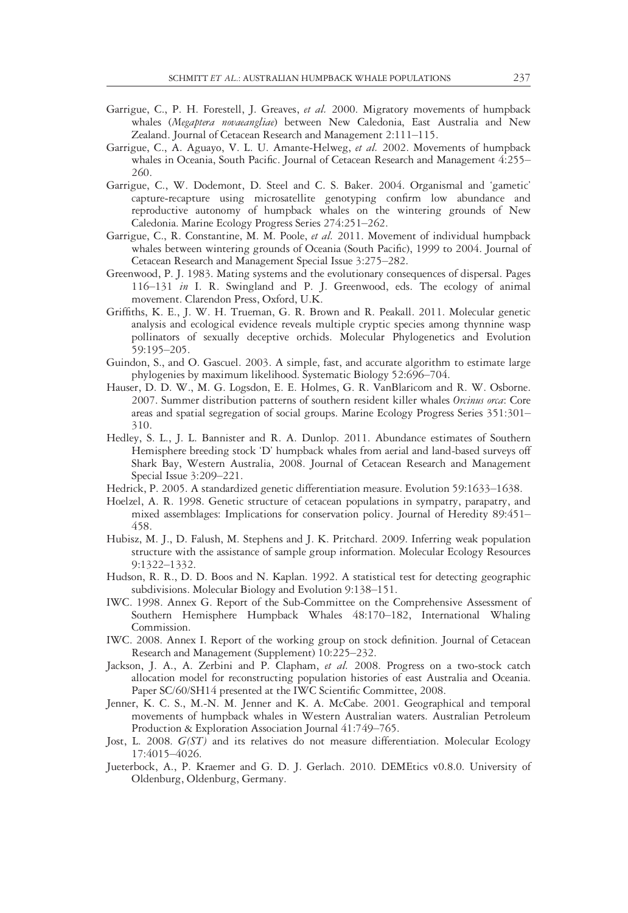Garrigue, C., P. H. Forestell, J. Greaves, *et al.* 2000. Migratory movements of humpback whales (*Megaptera novaeangliae*) between New Caledonia, East Australia and New Zealand. Journal of Cetacean Research and Management 2:111–115.

Garrigue, C., A. Aguayo, V. L. U. Amante-Helweg, *et al.* 2002. Movements of humpback whales in Oceania, South Pacific. Journal of Cetacean Research and Management 4:255–260.

Garrigue, C., W. Dodemont, D. Steel and C. S. Baker. 2004. Organismal and 'gametic' capture-recapture using microsatellite genotyping confirm low abundance and reproductive autonomy of humpback whales on the wintering grounds of New Caledonia. Marine Ecology Progress Series 274:251–262.

Garrigue, C., R. Constantine, M. M. Poole, *et al.* 2011. Movement of individual humpback whales between wintering grounds of Oceania (South Pacific), 1999 to 2004. Journal of Cetacean Research and Management Special Issue 3:275–282.

Greenwood, P. J. 1983. Mating systems and the evolutionary consequences of dispersal. Pages 116–131 *in* I. R. Swingland and P. J. Greenwood, eds. The ecology of animal movement. Clarendon Press, Oxford, U.K.

Griffiths, K. E., J. W. H. Trueman, G. R. Brown and R. Peakall. 2011. Molecular genetic analysis and ecological evidence reveals multiple cryptic species among thynnine wasp pollinators of sexually deceptive orchids. Molecular Phylogenetics and Evolution 59:195–205.

Guindon, S., and O. Gascuel. 2003. A simple, fast, and accurate algorithm to estimate large phylogenies by maximum likelihood. Systematic Biology 52:696–704.

Hauser, D. D. W., M. G. Logsdon, E. E. Holmes, G. R. VanBlaricom and R. W. Osborne. 2007. Summer distribution patterns of southern resident killer whales *Orcinus orca*: Core areas and spatial segregation of social groups. Marine Ecology Progress Series 351:301–310.

Hedley, S. L., J. L. Bannister and R. A. Dunlop. 2011. Abundance estimates of Southern Hemisphere breeding stock 'D' humpback whales from aerial and land-based surveys off Shark Bay, Western Australia, 2008. Journal of Cetacean Research and Management Special Issue 3:209–221.

Hedrick, P. 2005. A standardized genetic differentiation measure. Evolution 59:1633–1638.

Hoelzel, A. R. 1998. Genetic structure of cetacean populations in sympatry, parapatry, and mixed assemblages: Implications for conservation policy. Journal of Heredity 89:451–458.

Hubisz, M. J., D. Falush, M. Stephens and J. K. Pritchard. 2009. Inferring weak population structure with the assistance of sample group information. Molecular Ecology Resources 9:1322–1332.

Hudson, R. R., D. D. Boos and N. Kaplan. 1992. A statistical test for detecting geographic subdivisions. Molecular Biology and Evolution 9:138–151.

IWC. 1998. Annex G. Report of the Sub-Committee on the Comprehensive Assessment of Southern Hemisphere Humpback Whales 48:170–182, International Whaling Commission.

IWC. 2008. Annex I. Report of the working group on stock definition. Journal of Cetacean Research and Management (Supplement) 10:225–232.

Jackson, J. A., A. Zerbini and P. Clapham, *et al.* 2008. Progress on a two-stock catch allocation model for reconstructing population histories of east Australia and Oceania. Paper SC/60/SH14 presented at the IWC Scientific Committee, 2008.

Jenner, K. C. S., M.-N. M. Jenner and K. A. McCabe. 2001. Geographical and temporal movements of humpback whales in Western Australian waters. Australian Petroleum Production & Exploration Association Journal 41:749–765.

Jost, L. 2008. *G(ST)* and its relatives do not measure differentiation. Molecular Ecology 17:4015–4026.

Jueterbock, A., P. Kraemer and G. D. J. Gerlach. 2010. DEMEtics v0.8.0. University of Oldenburg, Oldenburg, Germany.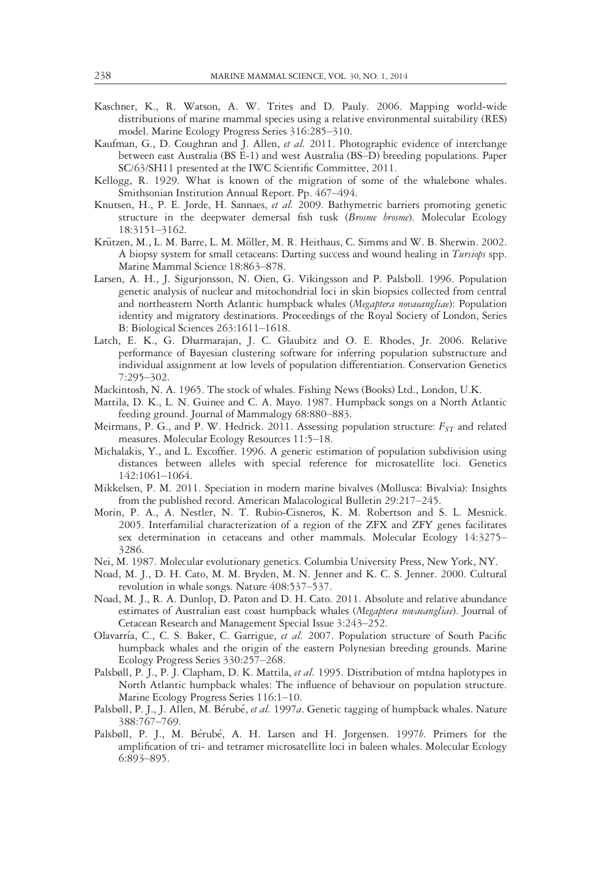Kaschner, K., R. Watson, A. W. Trites and D. Pauly. 2006. Mapping world-wide distributions of marine mammal species using a relative environmental suitability (RES) model. Marine Ecology Progress Series 316:285–310.

Kaufman, G., D. Coughran and J. Allen, *et al.* 2011. Photographic evidence of interchange between east Australia (BS E-1) and west Australia (BS–D) breeding populations. Paper SC/63/SH11 presented at the IWC Scientific Committee, 2011.

Kellogg, R. 1929. What is known of the migration of some of the whalebone whales. Smithsonian Institution Annual Report. Pp. 467–494.

Knutsen, H., P. E. Jorde, H. Sannaes, *et al.* 2009. Bathymetric barriers promoting genetic structure in the deepwater demersal fish tusk (*Brosme brosme*). Molecular Ecology 18:3151–3162.

Krützen, M., L. M. Barre, L. M. Möller, M. R. Heithaus, C. Simms and W. B. Sherwin. 2002. A biopsy system for small cetaceans: Darting success and wound healing in *Tursiops* spp. Marine Mammal Science 18:863–878.

Larsen, A. H., J. Sigurjonsson, N. Oien, G. Vikingsson and P. Palsboll. 1996. Population genetic analysis of nuclear and mitochondrial loci in skin biopsies collected from central and northeastern North Atlantic humpback whales (*Megaptera novaeangliae*): Population identity and migratory destinations. Proceedings of the Royal Society of London, Series B: Biological Sciences 263:1611–1618.

Latch, E. K., G. Dharmarajan, J. C. Glaubitz and O. E. Rhodes, Jr. 2006. Relative performance of Bayesian clustering software for inferring population substructure and individual assignment at low levels of population differentiation. Conservation Genetics 7:295–302.

Mackintosh, N. A. 1965. The stock of whales. Fishing News (Books) Ltd., London, U.K.

Mattila, D. K., L. N. Guinee and C. A. Mayo. 1987. Humpback songs on a North Atlantic feeding ground. Journal of Mammalogy 68:880–883.

Meirmans, P. G., and P. W. Hedrick. 2011. Assessing population structure: $F_{ST}$ and related measures. Molecular Ecology Resources 11:5–18.

Michalakis, Y., and L. Excoffier. 1996. A generic estimation of population subdivision using distances between alleles with special reference for microsatellite loci. Genetics 142:1061–1064.

Mikkelsen, P. M. 2011. Speciation in modern marine bivalves (Mollusca: Bivalvia): Insights from the published record. American Malacological Bulletin 29:217–245.

Morin, P. A., A. Nestler, N. T. Rubio-Cisneros, K. M. Robertson and S. L. Mesnick. 2005. Interfamilial characterization of a region of the ZFX and ZFY genes facilitates sex determination in cetaceans and other mammals. Molecular Ecology 14:3275–3286.

Nei, M. 1987. Molecular evolutionary genetics. Columbia University Press, New York, NY.

Noad, M. J., D. H. Cato, M. M. Bryden, M. N. Jenner and K. C. S. Jenner. 2000. Cultural revolution in whale songs. Nature 408:537–537.

Noad, M. J., R. A. Dunlop, D. Paton and D. H. Cato. 2011. Absolute and relative abundance estimates of Australian east coast humpback whales (*Megaptera novaeangliae*). Journal of Cetacean Research and Management Special Issue 3:243–252.

Olavarría, C., C. S. Baker, C. Garrigue, *et al.* 2007. Population structure of South Pacific humpback whales and the origin of the eastern Polynesian breeding grounds. Marine Ecology Progress Series 330:257–268.

Palsbøll, P. J., P. J. Clapham, D. K. Mattila, *et al.* 1995. Distribution of mtdna haplotypes in North Atlantic humpback whales: The influence of behaviour on population structure. Marine Ecology Progress Series 116:1–10.

Palsbøll, P. J., J. Allen, M. Bérubé, *et al.* 1997*a*. Genetic tagging of humpback whales. Nature 388:767–769.

Palsbøll, P. J., M. Bérubé, A. H. Larsen and H. Jorgensen. 1997*b*. Primers for the amplification of tri- and tetramer microsatellite loci in baleen whales. Molecular Ecology 6:893–895.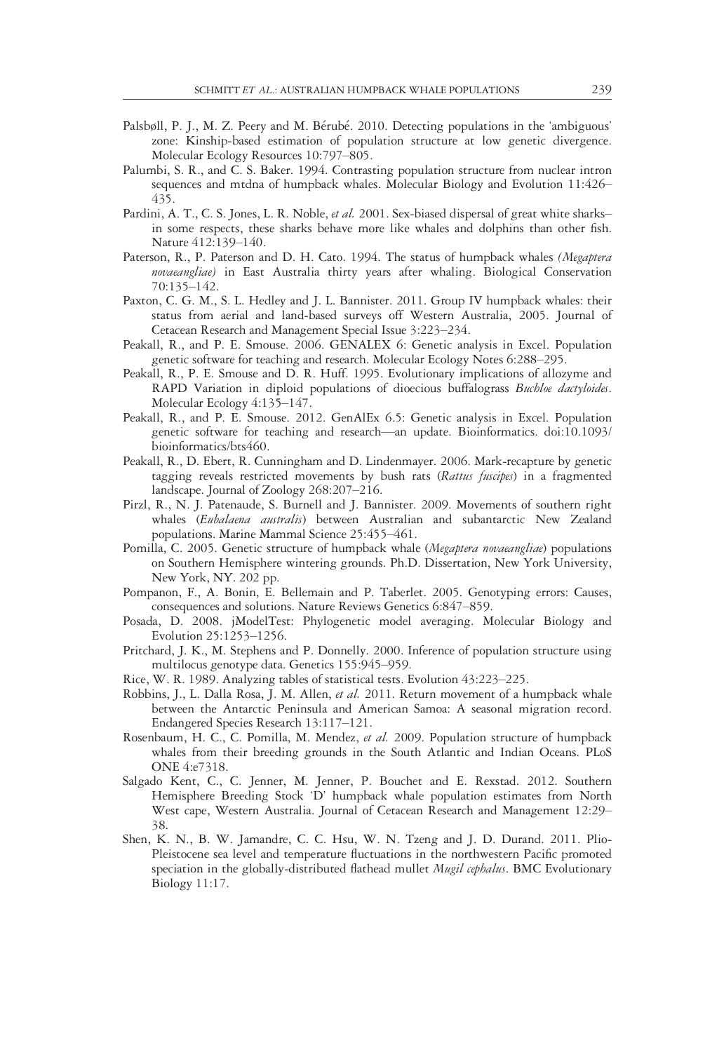Palsbøll, P. J., M. Z. Peery and M. Bérubé. 2010. Detecting populations in the 'ambiguous' zone: Kinship-based estimation of population structure at low genetic divergence. Molecular Ecology Resources 10:797–805.

Palumbi, S. R., and C. S. Baker. 1994. Contrasting population structure from nuclear intron sequences and mtdna of humpback whales. Molecular Biology and Evolution 11:426–435.

Pardini, A. T., C. S. Jones, L. R. Noble, *et al.* 2001. Sex-biased dispersal of great white sharks–in some respects, these sharks behave more like whales and dolphins than other fish. Nature 412:139–140.

Paterson, R., P. Paterson and D. H. Cato. 1994. The status of humpback whales *(Megaptera novaeangliae)* in East Australia thirty years after whaling. Biological Conservation 70:135–142.

Paxton, C. G. M., S. L. Hedley and J. L. Bannister. 2011. Group IV humpback whales: their status from aerial and land-based surveys off Western Australia, 2005. Journal of Cetacean Research and Management Special Issue 3:223–234.

Peakall, R., and P. E. Smouse. 2006. GENALEX 6: Genetic analysis in Excel. Population genetic software for teaching and research. Molecular Ecology Notes 6:288–295.

Peakall, R., P. E. Smouse and D. R. Huff. 1995. Evolutionary implications of allozyme and RAPD Variation in diploid populations of dioecious buffalograss *Buchloe dactyloides*. Molecular Ecology 4:135–147.

Peakall, R., and P. E. Smouse. 2012. GenAlEx 6.5: Genetic analysis in Excel. Population genetic software for teaching and research—an update. Bioinformatics. doi:10.1093/bioinformatics/bts460.

Peakall, R., D. Ebert, R. Cunningham and D. Lindenmayer. 2006. Mark-recapture by genetic tagging reveals restricted movements by bush rats (*Rattus fuscipes*) in a fragmented landscape. Journal of Zoology 268:207–216.

Pirzl, R., N. J. Patenaude, S. Burnell and J. Bannister. 2009. Movements of southern right whales (*Eubalaena australis*) between Australian and subantarctic New Zealand populations. Marine Mammal Science 25:455–461.

Pomilla, C. 2005. Genetic structure of humpback whale (*Megaptera novaeangliae*) populations on Southern Hemisphere wintering grounds. Ph.D. Dissertation, New York University, New York, NY. 202 pp.

Pompanon, F., A. Bonin, E. Bellemain and P. Taberlet. 2005. Genotyping errors: Causes, consequences and solutions. Nature Reviews Genetics 6:847–859.

Posada, D. 2008. jModelTest: Phylogenetic model averaging. Molecular Biology and Evolution 25:1253–1256.

Pritchard, J. K., M. Stephens and P. Donnelly. 2000. Inference of population structure using multilocus genotype data. Genetics 155:945–959.

Rice, W. R. 1989. Analyzing tables of statistical tests. Evolution 43:223–225.

Robbins, J., L. Dalla Rosa, J. M. Allen, *et al.* 2011. Return movement of a humpback whale between the Antarctic Peninsula and American Samoa: A seasonal migration record. Endangered Species Research 13:117–121.

Rosenbaum, H. C., C. Pomilla, M. Mendez, *et al.* 2009. Population structure of humpback whales from their breeding grounds in the South Atlantic and Indian Oceans. PLoS ONE 4:e7318.

Salgado Kent, C., C. Jenner, M. Jenner, P. Bouchet and E. Rexstad. 2012. Southern Hemisphere Breeding Stock 'D' humpback whale population estimates from North West cape, Western Australia. Journal of Cetacean Research and Management 12:29–38.

Shen, K. N., B. W. Jamandre, C. C. Hsu, W. N. Tzeng and J. D. Durand. 2011. Plio-Pleistocene sea level and temperature fluctuations in the northwestern Pacific promoted speciation in the globally-distributed flathead mullet *Mugil cephalus*. BMC Evolutionary Biology 11:17.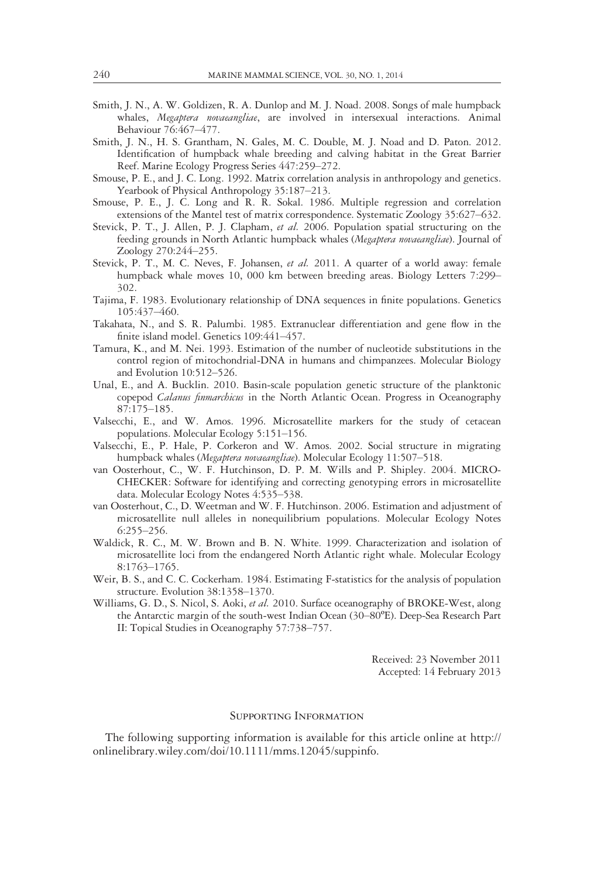Smith, J. N., A. W. Goldizen, R. A. Dunlop and M. J. Noad. 2008. Songs of male humpback whales, *Megaptera novaeangliae*, are involved in intersexual interactions. Animal Behaviour 76:467–477.

Smith, J. N., H. S. Grantham, N. Gales, M. C. Double, M. J. Noad and D. Paton. 2012. Identification of humpback whale breeding and calving habitat in the Great Barrier Reef. Marine Ecology Progress Series 447:259–272.

Smouse, P. E., and J. C. Long. 1992. Matrix correlation analysis in anthropology and genetics. Yearbook of Physical Anthropology 35:187–213.

Smouse, P. E., J. C. Long and R. R. Sokal. 1986. Multiple regression and correlation extensions of the Mantel test of matrix correspondence. Systematic Zoology 35:627–632.

Stevick, P. T., J. Allen, P. J. Clapham, *et al.* 2006. Population spatial structuring on the feeding grounds in North Atlantic humpback whales (*Megaptera novaeangliae*). Journal of Zoology 270:244–255.

Stevick, P. T., M. C. Neves, F. Johansen, *et al.* 2011. A quarter of a world away: female humpback whale moves 10, 000 km between breeding areas. Biology Letters 7:299–302.

Tajima, F. 1983. Evolutionary relationship of DNA sequences in finite populations. Genetics 105:437–460.

Takahata, N., and S. R. Palumbi. 1985. Extranuclear differentiation and gene flow in the finite island model. Genetics 109:441–457.

Tamura, K., and M. Nei. 1993. Estimation of the number of nucleotide substitutions in the control region of mitochondrial-DNA in humans and chimpanzees. Molecular Biology and Evolution 10:512–526.

Unal, E., and A. Bucklin. 2010. Basin-scale population genetic structure of the planktonic copepod *Calanus finmarchicus* in the North Atlantic Ocean. Progress in Oceanography 87:175–185.

Valsecchi, E., and W. Amos. 1996. Microsatellite markers for the study of cetacean populations. Molecular Ecology 5:151–156.

Valsecchi, E., P. Hale, P. Corkeron and W. Amos. 2002. Social structure in migrating humpback whales (*Megaptera novaeangliae*). Molecular Ecology 11:507–518.

van Oosterhout, C., W. F. Hutchinson, D. P. M. Wills and P. Shipley. 2004. MICRO-CHECKER: Software for identifying and correcting genotyping errors in microsatellite data. Molecular Ecology Notes 4:535–538.

van Oosterhout, C., D. Weetman and W. F. Hutchinson. 2006. Estimation and adjustment of microsatellite null alleles in nonequilibrium populations. Molecular Ecology Notes 6:255–256.

Waldick, R. C., M. W. Brown and B. N. White. 1999. Characterization and isolation of microsatellite loci from the endangered North Atlantic right whale. Molecular Ecology 8:1763–1765.

Weir, B. S., and C. C. Cockerham. 1984. Estimating F-statistics for the analysis of population structure. Evolution 38:1358–1370.

Williams, G. D., S. Nicol, S. Aoki, *et al.* 2010. Surface oceanography of BROKE-West, along the Antarctic margin of the south-west Indian Ocean (30–80ºE). Deep-Sea Research Part II: Topical Studies in Oceanography 57:738–757.

Received: 23 November 2011
Accepted: 14 February 2013

## Supporting Information

The following supporting information is available for this article online at http://onlinelibrary.wiley.com/doi/10.1111/mms.12045/suppinfo.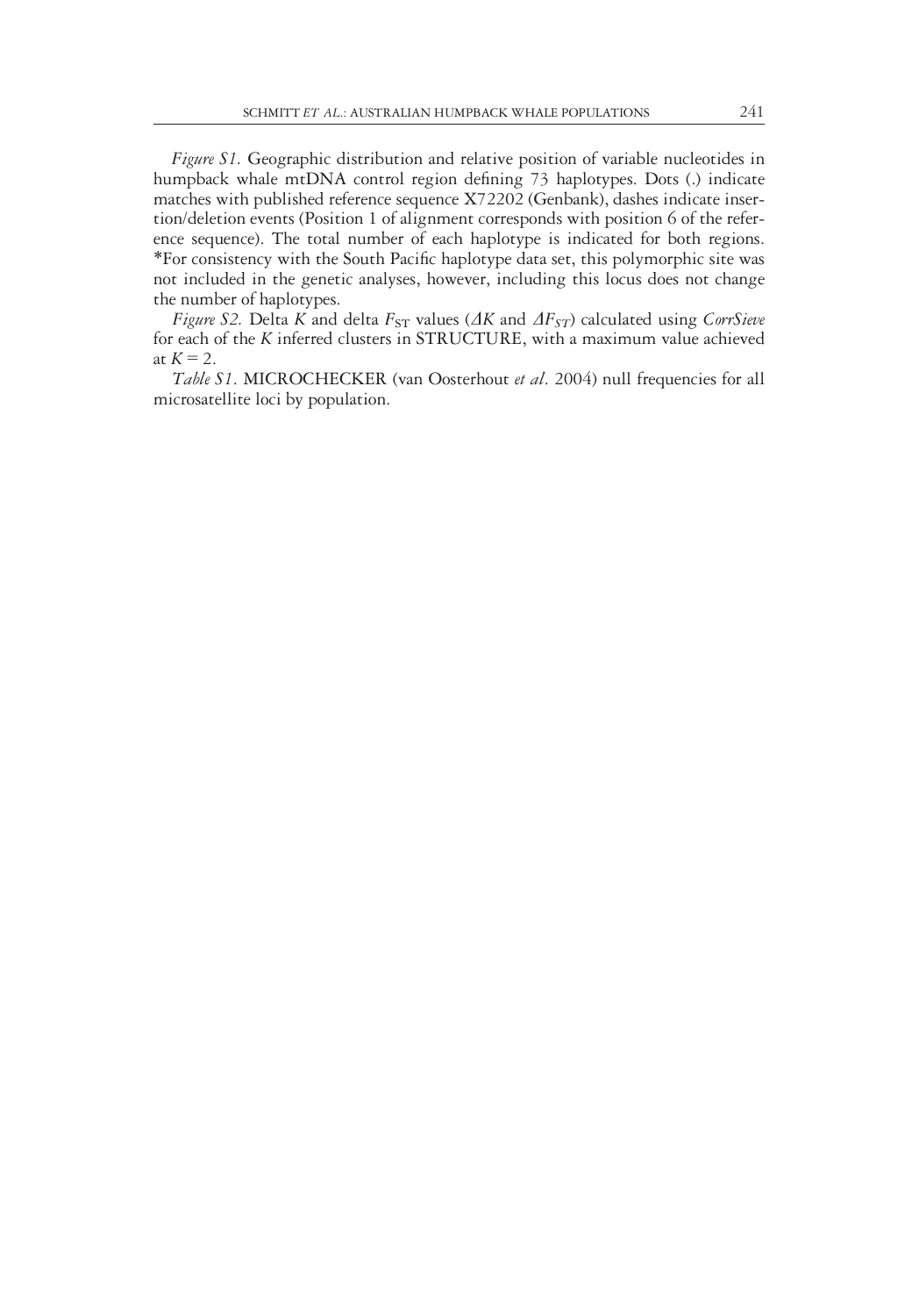*Figure S1.* Geographic distribution and relative position of variable nucleotides in humpback whale mtDNA control region defining 73 haplotypes. Dots (.) indicate matches with published reference sequence X72202 (Genbank), dashes indicate insertion/deletion events (Position 1 of alignment corresponds with position 6 of the reference sequence). The total number of each haplotype is indicated for both regions. *For consistency with the South Pacific haplotype data set, this polymorphic site was not included in the genetic analyses, however, including this locus does not change the number of haplotypes.

*Figure S2.* Delta $K$ and delta $F_{ST}$ values ($\Delta K$ and $\Delta F_{ST}$) calculated using *CorrSieve* for each of the $K$ inferred clusters in STRUCTURE, with a maximum value achieved at $K = 2$.

*Table S1*. MICROCHECKER (van Oosterhout *et al*. 2004) null frequencies for all microsatellite loci by population.